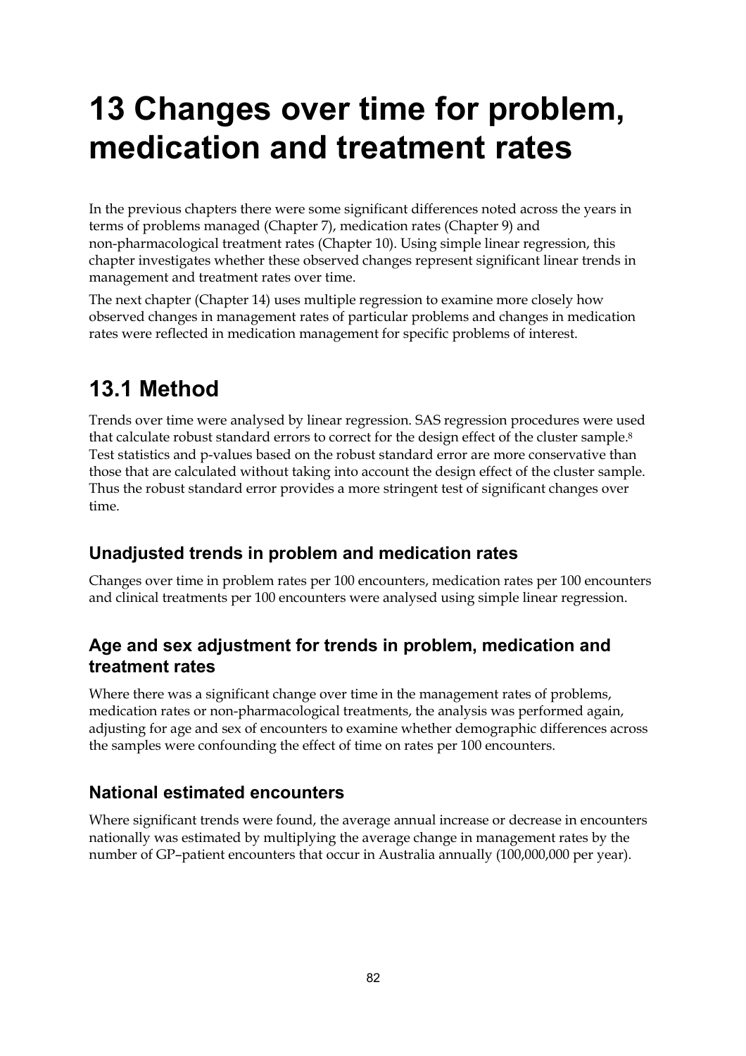# 13 Changes over time for problem, medication and treatment rates

In the previous chapters there were some significant differences noted across the years in terms of problems managed (Chapter 7), medication rates (Chapter 9) and non-pharmacological treatment rates (Chapter 10). Using simple linear regression, this chapter investigates whether these observed changes represent significant linear trends in management and treatment rates over time.

The next chapter (Chapter 14) uses multiple regression to examine more closely how observed changes in management rates of particular problems and changes in medication rates were reflected in medication management for specific problems of interest.

## 13.1 Method

Trends over time were analysed by linear regression. SAS regression procedures were used that calculate robust standard errors to correct for the design effect of the cluster sample.[8] Test statistics and p-values based on the robust standard error are more conservative than those that are calculated without taking into account the design effect of the cluster sample. Thus the robust standard error provides a more stringent test of significant changes over time.

### Unadjusted trends in problem and medication rates

Changes over time in problem rates per 100 encounters, medication rates per 100 encounters and clinical treatments per 100 encounters were analysed using simple linear regression.

### Age and sex adjustment for trends in problem, medication and treatment rates

Where there was a significant change over time in the management rates of problems, medication rates or non-pharmacological treatments, the analysis was performed again, adjusting for age and sex of encounters to examine whether demographic differences across the samples were confounding the effect of time on rates per 100 encounters.

### National estimated encounters

Where significant trends were found, the average annual increase or decrease in encounters nationally was estimated by multiplying the average change in management rates by the number of GP–patient encounters that occur in Australia annually (100,000,000 per year).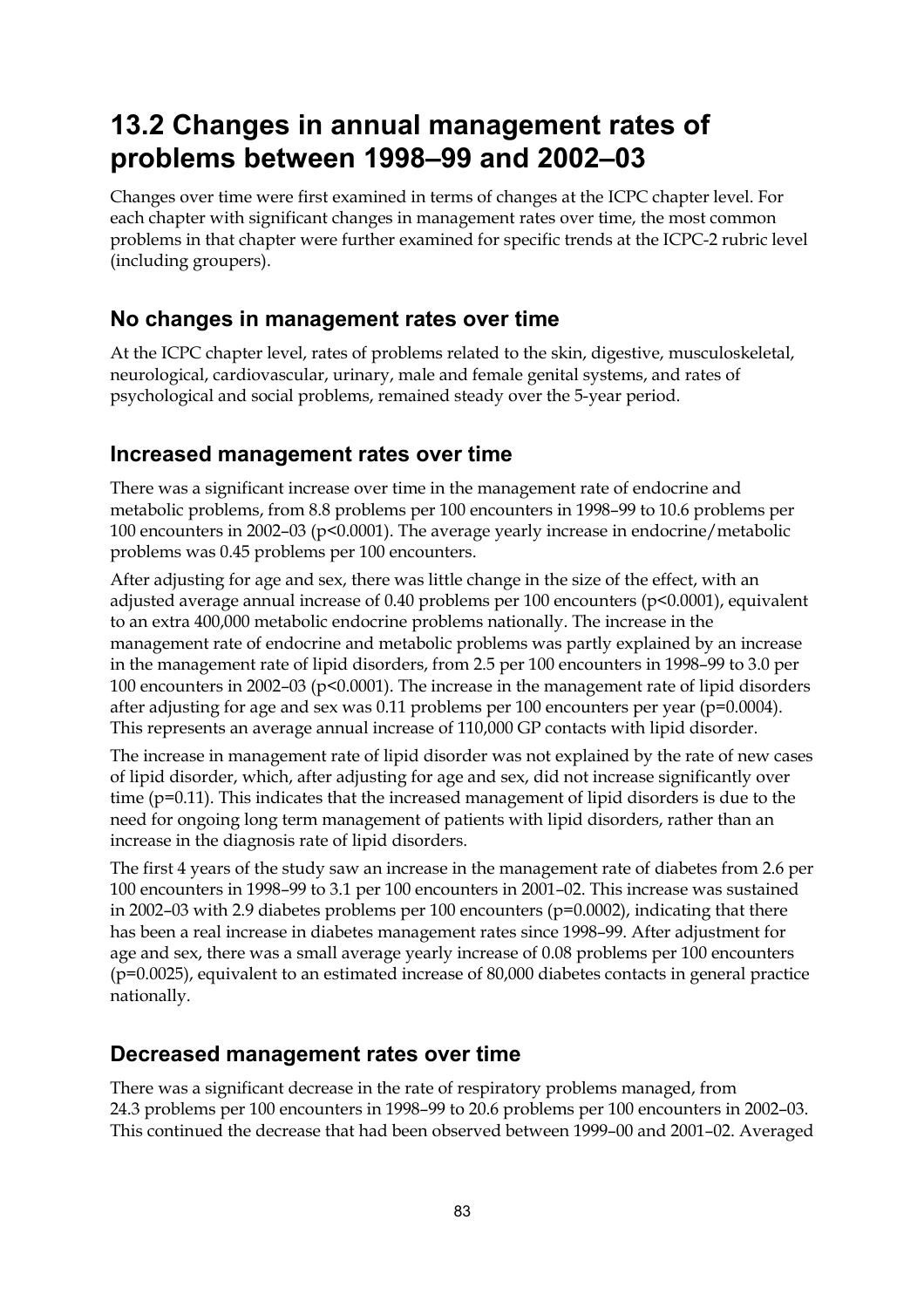# 13.2 Changes in annual management rates of problems between 1998–99 and 2002–03

Changes over time were first examined in terms of changes at the ICPC chapter level. For each chapter with significant changes in management rates over time, the most common problems in that chapter were further examined for specific trends at the ICPC-2 rubric level (including groupers).

## No changes in management rates over time

At the ICPC chapter level, rates of problems related to the skin, digestive, musculoskeletal, neurological, cardiovascular, urinary, male and female genital systems, and rates of psychological and social problems, remained steady over the 5-year period.

## Increased management rates over time

There was a significant increase over time in the management rate of endocrine and metabolic problems, from 8.8 problems per 100 encounters in 1998–99 to 10.6 problems per 100 encounters in 2002–03 ($p<0.0001$). The average yearly increase in endocrine/metabolic problems was 0.45 problems per 100 encounters.

After adjusting for age and sex, there was little change in the size of the effect, with an adjusted average annual increase of 0.40 problems per 100 encounters ($p<0.0001$), equivalent to an extra 400,000 metabolic endocrine problems nationally. The increase in the management rate of endocrine and metabolic problems was partly explained by an increase in the management rate of lipid disorders, from 2.5 per 100 encounters in 1998–99 to 3.0 per 100 encounters in 2002–03 ($p<0.0001$). The increase in the management rate of lipid disorders after adjusting for age and sex was 0.11 problems per 100 encounters per year ($p=0.0004$). This represents an average annual increase of 110,000 GP contacts with lipid disorder.

The increase in management rate of lipid disorder was not explained by the rate of new cases of lipid disorder, which, after adjusting for age and sex, did not increase significantly over time ($p=0.11$). This indicates that the increased management of lipid disorders is due to the need for ongoing long term management of patients with lipid disorders, rather than an increase in the diagnosis rate of lipid disorders.

The first 4 years of the study saw an increase in the management rate of diabetes from 2.6 per 100 encounters in 1998–99 to 3.1 per 100 encounters in 2001–02. This increase was sustained in 2002–03 with 2.9 diabetes problems per 100 encounters ($p=0.0002$), indicating that there has been a real increase in diabetes management rates since 1998–99. After adjustment for age and sex, there was a small average yearly increase of 0.08 problems per 100 encounters ($p=0.0025$), equivalent to an estimated increase of 80,000 diabetes contacts in general practice nationally.

## Decreased management rates over time

There was a significant decrease in the rate of respiratory problems managed, from 24.3 problems per 100 encounters in 1998–99 to 20.6 problems per 100 encounters in 2002–03. This continued the decrease that had been observed between 1999–00 and 2001–02. Averaged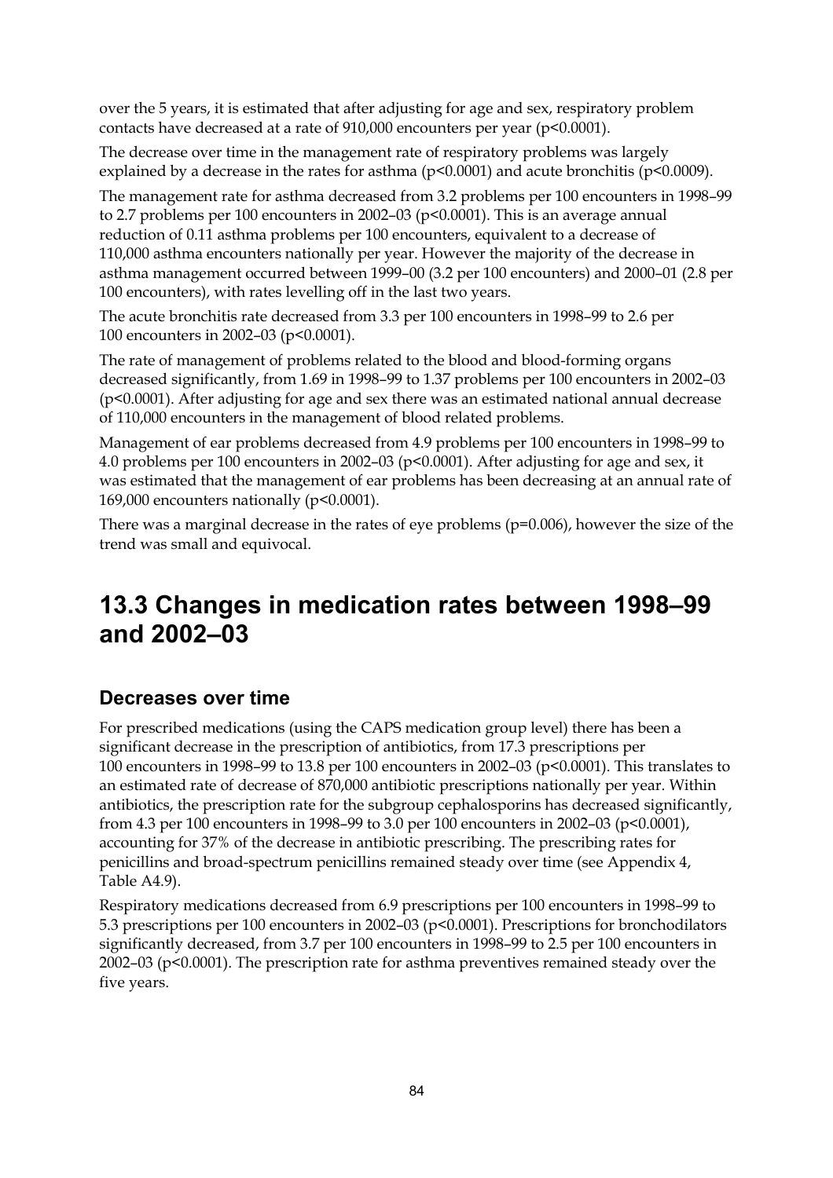over the 5 years, it is estimated that after adjusting for age and sex, respiratory problem contacts have decreased at a rate of 910,000 encounters per year ($p<0.0001$).

The decrease over time in the management rate of respiratory problems was largely explained by a decrease in the rates for asthma ($p<0.0001$) and acute bronchitis ($p<0.0009$).

The management rate for asthma decreased from 3.2 problems per 100 encounters in 1998–99 to 2.7 problems per 100 encounters in 2002–03 ($p<0.0001$). This is an average annual reduction of 0.11 asthma problems per 100 encounters, equivalent to a decrease of 110,000 asthma encounters nationally per year. However the majority of the decrease in asthma management occurred between 1999–00 (3.2 per 100 encounters) and 2000–01 (2.8 per 100 encounters), with rates levelling off in the last two years.

The acute bronchitis rate decreased from 3.3 per 100 encounters in 1998–99 to 2.6 per 100 encounters in 2002–03 ($p<0.0001$).

The rate of management of problems related to the blood and blood-forming organs decreased significantly, from 1.69 in 1998–99 to 1.37 problems per 100 encounters in 2002–03 ($p<0.0001$). After adjusting for age and sex there was an estimated national annual decrease of 110,000 encounters in the management of blood related problems.

Management of ear problems decreased from 4.9 problems per 100 encounters in 1998–99 to 4.0 problems per 100 encounters in 2002–03 ($p<0.0001$). After adjusting for age and sex, it was estimated that the management of ear problems has been decreasing at an annual rate of 169,000 encounters nationally ($p<0.0001$).

There was a marginal decrease in the rates of eye problems ($p=0.006$), however the size of the trend was small and equivocal.

# 13.3 Changes in medication rates between 1998–99 and 2002–03

## Decreases over time

For prescribed medications (using the CAPS medication group level) there has been a significant decrease in the prescription of antibiotics, from 17.3 prescriptions per 100 encounters in 1998–99 to 13.8 per 100 encounters in 2002–03 ($p<0.0001$). This translates to an estimated rate of decrease of 870,000 antibiotic prescriptions nationally per year. Within antibiotics, the prescription rate for the subgroup cephalosporins has decreased significantly, from 4.3 per 100 encounters in 1998–99 to 3.0 per 100 encounters in 2002–03 ($p<0.0001$), accounting for 37% of the decrease in antibiotic prescribing. The prescribing rates for penicillins and broad-spectrum penicillins remained steady over time (see Appendix 4, Table A4.9).

Respiratory medications decreased from 6.9 prescriptions per 100 encounters in 1998–99 to 5.3 prescriptions per 100 encounters in 2002–03 ($p<0.0001$). Prescriptions for bronchodilators significantly decreased, from 3.7 per 100 encounters in 1998–99 to 2.5 per 100 encounters in 2002–03 ($p<0.0001$). The prescription rate for asthma preventives remained steady over the five years.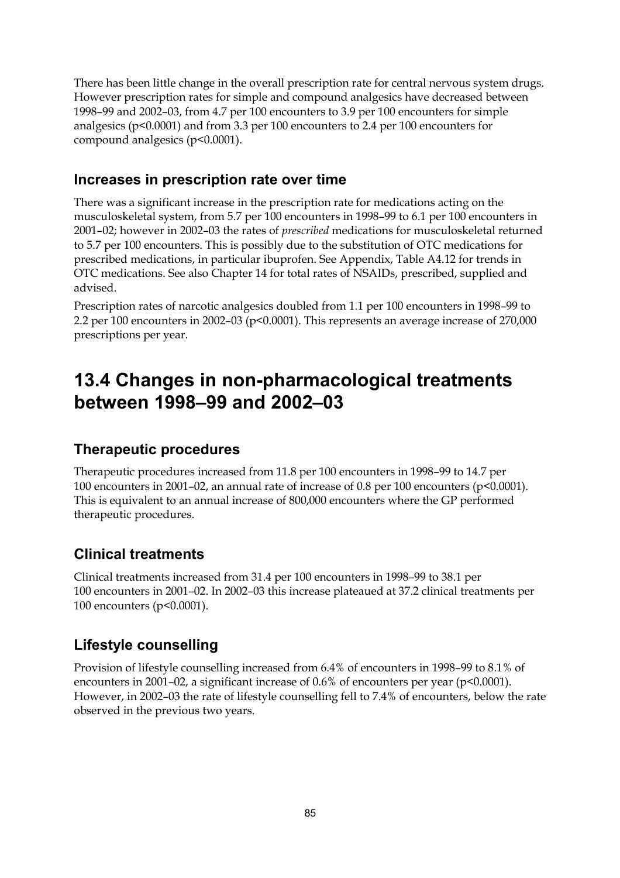There has been little change in the overall prescription rate for central nervous system drugs. However prescription rates for simple and compound analgesics have decreased between 1998–99 and 2002–03, from 4.7 per 100 encounters to 3.9 per 100 encounters for simple analgesics ($p<0.0001$) and from 3.3 per 100 encounters to 2.4 per 100 encounters for compound analgesics ($p<0.0001$).

### Increases in prescription rate over time

There was a significant increase in the prescription rate for medications acting on the musculoskeletal system, from 5.7 per 100 encounters in 1998–99 to 6.1 per 100 encounters in 2001–02; however in 2002–03 the rates of *prescribed* medications for musculoskeletal returned to 5.7 per 100 encounters. This is possibly due to the substitution of OTC medications for prescribed medications, in particular ibuprofen. See Appendix, Table A4.12 for trends in OTC medications. See also Chapter 14 for total rates of NSAIDs, prescribed, supplied and advised.

Prescription rates of narcotic analgesics doubled from 1.1 per 100 encounters in 1998–99 to 2.2 per 100 encounters in 2002–03 ($p<0.0001$). This represents an average increase of 270,000 prescriptions per year.

## 13.4 Changes in non-pharmacological treatments between 1998–99 and 2002–03

### Therapeutic procedures

Therapeutic procedures increased from 11.8 per 100 encounters in 1998–99 to 14.7 per 100 encounters in 2001–02, an annual rate of increase of 0.8 per 100 encounters ($p<0.0001$). This is equivalent to an annual increase of 800,000 encounters where the GP performed therapeutic procedures.

### Clinical treatments

Clinical treatments increased from 31.4 per 100 encounters in 1998–99 to 38.1 per 100 encounters in 2001–02. In 2002–03 this increase plateaued at 37.2 clinical treatments per 100 encounters ($p<0.0001$).

### Lifestyle counselling

Provision of lifestyle counselling increased from 6.4% of encounters in 1998–99 to 8.1% of encounters in 2001–02, a significant increase of 0.6% of encounters per year ($p<0.0001$). However, in 2002–03 the rate of lifestyle counselling fell to 7.4% of encounters, below the rate observed in the previous two years.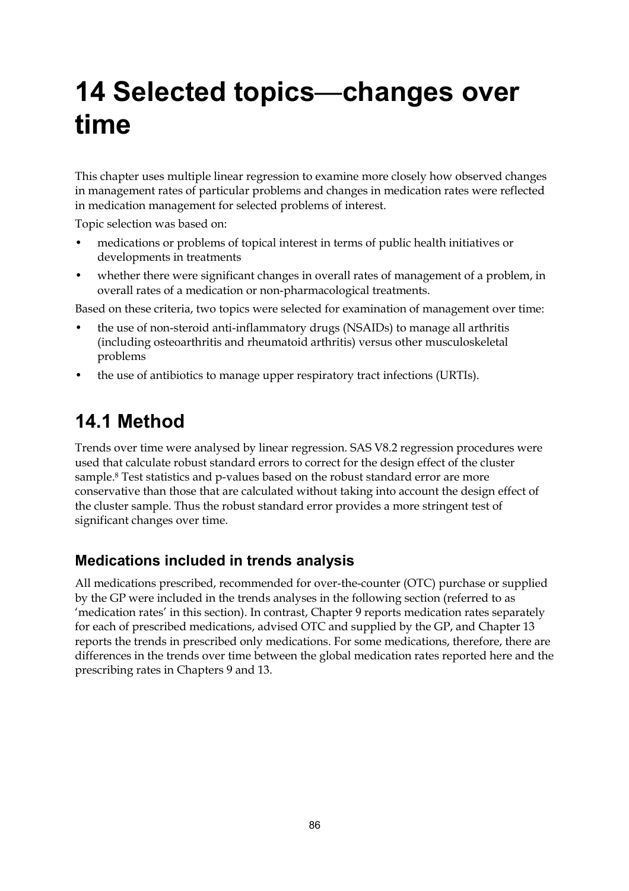# 14 Selected topics—changes over time

This chapter uses multiple linear regression to examine more closely how observed changes in management rates of particular problems and changes in medication rates were reflected in medication management for selected problems of interest.

Topic selection was based on:

- medications or problems of topical interest in terms of public health initiatives or developments in treatments
- whether there were significant changes in overall rates of management of a problem, in overall rates of a medication or non-pharmacological treatments.

Based on these criteria, two topics were selected for examination of management over time:

- the use of non-steroid anti-inflammatory drugs (NSAIDs) to manage all arthritis (including osteoarthritis and rheumatoid arthritis) versus other musculoskeletal problems
- the use of antibiotics to manage upper respiratory tract infections (URTIs).

## 14.1 Method

Trends over time were analysed by linear regression. SAS V8.2 regression procedures were used that calculate robust standard errors to correct for the design effect of the cluster sample.[8] Test statistics and p-values based on the robust standard error are more conservative than those that are calculated without taking into account the design effect of the cluster sample. Thus the robust standard error provides a more stringent test of significant changes over time.

### Medications included in trends analysis

All medications prescribed, recommended for over-the-counter (OTC) purchase or supplied by the GP were included in the trends analyses in the following section (referred to as 'medication rates' in this section). In contrast, Chapter 9 reports medication rates separately for each of prescribed medications, advised OTC and supplied by the GP, and Chapter 13 reports the trends in prescribed only medications. For some medications, therefore, there are differences in the trends over time between the global medication rates reported here and the prescribing rates in Chapters 9 and 13.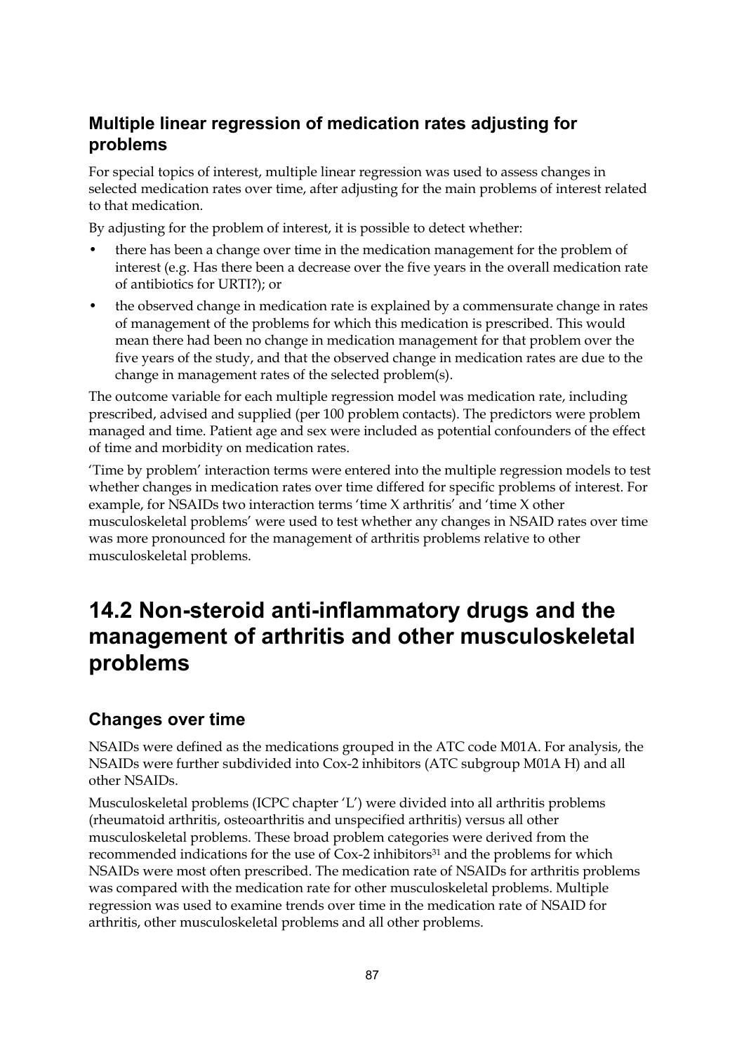### Multiple linear regression of medication rates adjusting for problems

For special topics of interest, multiple linear regression was used to assess changes in selected medication rates over time, after adjusting for the main problems of interest related to that medication.

By adjusting for the problem of interest, it is possible to detect whether:

- there has been a change over time in the medication management for the problem of interest (e.g. Has there been a decrease over the five years in the overall medication rate of antibiotics for URTI?); or
- the observed change in medication rate is explained by a commensurate change in rates of management of the problems for which this medication is prescribed. This would mean there had been no change in medication management for that problem over the five years of the study, and that the observed change in medication rates are due to the change in management rates of the selected problem(s).

The outcome variable for each multiple regression model was medication rate, including prescribed, advised and supplied (per 100 problem contacts). The predictors were problem managed and time. Patient age and sex were included as potential confounders of the effect of time and morbidity on medication rates.

'Time by problem' interaction terms were entered into the multiple regression models to test whether changes in medication rates over time differed for specific problems of interest. For example, for NSAIDs two interaction terms 'time X arthritis' and 'time X other musculoskeletal problems' were used to test whether any changes in NSAID rates over time was more pronounced for the management of arthritis problems relative to other musculoskeletal problems.

# 14.2 Non-steroid anti-inflammatory drugs and the management of arthritis and other musculoskeletal problems

### Changes over time

NSAIDs were defined as the medications grouped in the ATC code M01A. For analysis, the NSAIDs were further subdivided into Cox-2 inhibitors (ATC subgroup M01A H) and all other NSAIDs.

Musculoskeletal problems (ICPC chapter 'L') were divided into all arthritis problems (rheumatoid arthritis, osteoarthritis and unspecified arthritis) versus all other musculoskeletal problems. These broad problem categories were derived from the recommended indications for the use of Cox-2 inhibitors[31] and the problems for which NSAIDs were most often prescribed. The medication rate of NSAIDs for arthritis problems was compared with the medication rate for other musculoskeletal problems. Multiple regression was used to examine trends over time in the medication rate of NSAID for arthritis, other musculoskeletal problems and all other problems.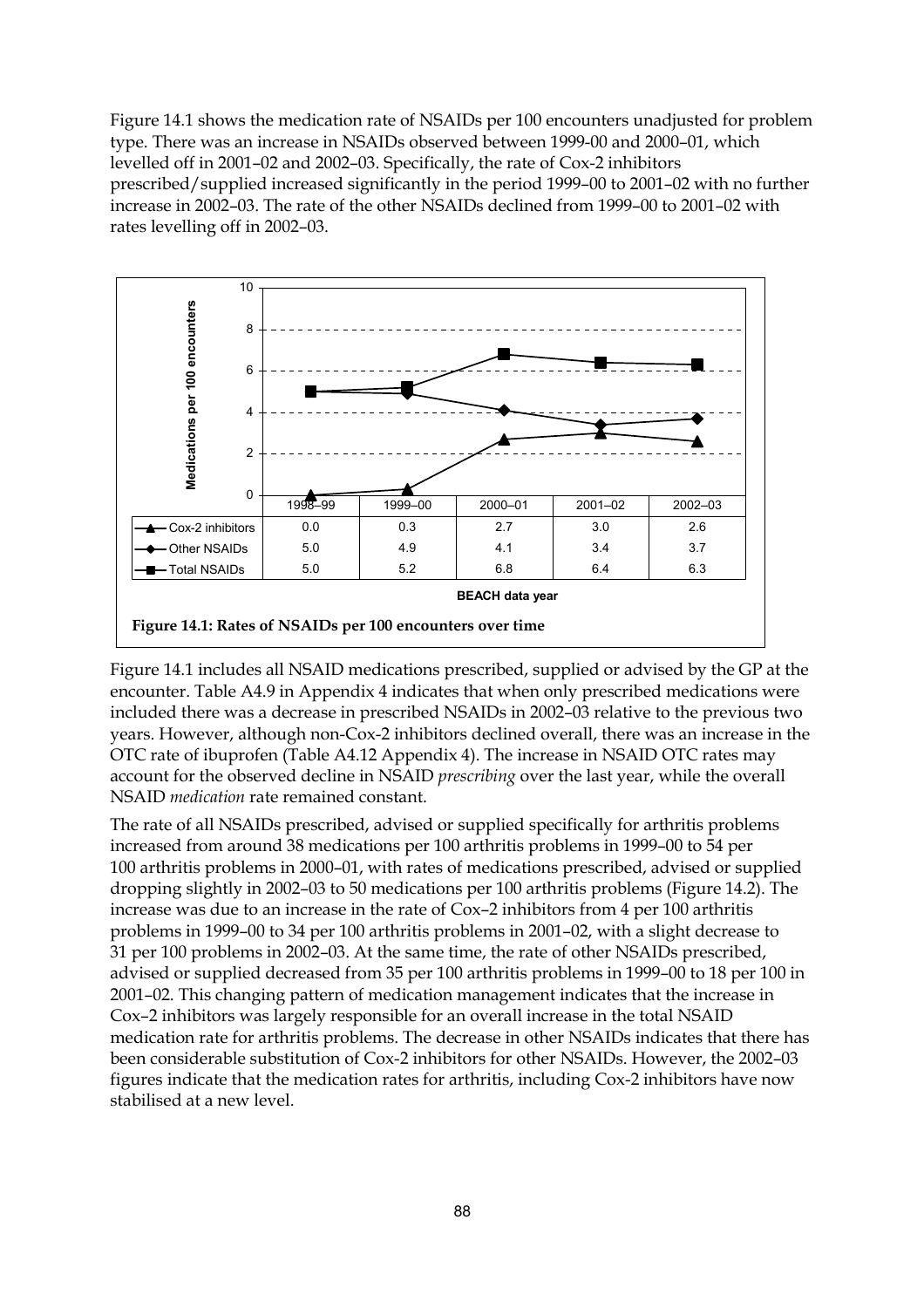Figure 14.1 shows the medication rate of NSAIDs per 100 encounters unadjusted for problem type. There was an increase in NSAIDs observed between 1999-00 and 2000–01, which levelled off in 2001–02 and 2002–03. Specifically, the rate of Cox-2 inhibitors prescribed/supplied increased significantly in the period 1999–00 to 2001–02 with no further increase in 2002–03. The rate of the other NSAIDs declined from 1999–00 to 2001–02 with rates levelling off in 2002–03.

| | 1998–99 | 1999–00 | 2000–01 | 2001–02 | 2002–03 |
|---|---|---|---|---|---|
| Cox-2 inhibitors | 0.0 | 0.3 | 2.7 | 3.0 | 2.6 |
| Other NSAIDs | 5.0 | 4.9 | 4.1 | 3.4 | 3.7 |
| Total NSAIDs | 5.0 | 5.2 | 6.8 | 6.4 | 6.3 |

Medications per 100 encounters — BEACH data year

**Figure 14.1: Rates of NSAIDs per 100 encounters over time**

Figure 14.1 includes all NSAID medications prescribed, supplied or advised by the GP at the encounter. Table A4.9 in Appendix 4 indicates that when only prescribed medications were included there was a decrease in prescribed NSAIDs in 2002–03 relative to the previous two years. However, although non-Cox-2 inhibitors declined overall, there was an increase in the OTC rate of ibuprofen (Table A4.12 Appendix 4). The increase in NSAID OTC rates may account for the observed decline in NSAID *prescribing* over the last year, while the overall NSAID *medication* rate remained constant.

The rate of all NSAIDs prescribed, advised or supplied specifically for arthritis problems increased from around 38 medications per 100 arthritis problems in 1999–00 to 54 per 100 arthritis problems in 2000–01, with rates of medications prescribed, advised or supplied dropping slightly in 2002–03 to 50 medications per 100 arthritis problems (Figure 14.2). The increase was due to an increase in the rate of Cox–2 inhibitors from 4 per 100 arthritis problems in 1999–00 to 34 per 100 arthritis problems in 2001–02, with a slight decrease to 31 per 100 problems in 2002–03. At the same time, the rate of other NSAIDs prescribed, advised or supplied decreased from 35 per 100 arthritis problems in 1999–00 to 18 per 100 in 2001–02. This changing pattern of medication management indicates that the increase in Cox–2 inhibitors was largely responsible for an overall increase in the total NSAID medication rate for arthritis problems. The decrease in other NSAIDs indicates that there has been considerable substitution of Cox-2 inhibitors for other NSAIDs. However, the 2002–03 figures indicate that the medication rates for arthritis, including Cox-2 inhibitors have now stabilised at a new level.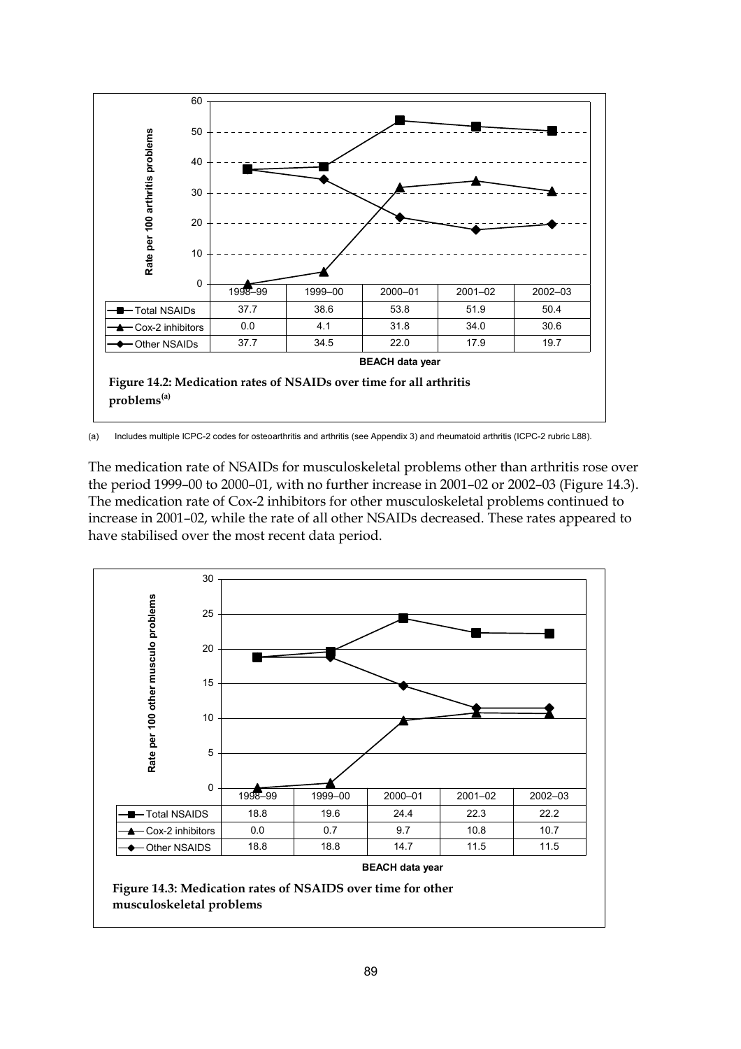| | 1998–99 | 1999–00 | 2000–01 | 2001–02 | 2002–03 |
|---|---|---|---|---|---|
| Total NSAIDs | 37.7 | 38.6 | 53.8 | 51.9 | 50.4 |
| Cox-2 inhibitors | 0.0 | 4.1 | 31.8 | 34.0 | 30.6 |
| Other NSAIDs | 37.7 | 34.5 | 22.0 | 17.9 | 19.7 |

**Figure 14.2: Medication rates of NSAIDs over time for all arthritis problems[(a)]**

(a) Includes multiple ICPC-2 codes for osteoarthritis and arthritis (see Appendix 3) and rheumatoid arthritis (ICPC-2 rubric L88).

The medication rate of NSAIDs for musculoskeletal problems other than arthritis rose over the period 1999–00 to 2000–01, with no further increase in 2001–02 or 2002–03 (Figure 14.3). The medication rate of Cox-2 inhibitors for other musculoskeletal problems continued to increase in 2001–02, while the rate of all other NSAIDs decreased. These rates appeared to have stabilised over the most recent data period.

| | 1998–99 | 1999–00 | 2000–01 | 2001–02 | 2002–03 |
|---|---|---|---|---|---|
| Total NSAIDS | 18.8 | 19.6 | 24.4 | 22.3 | 22.2 |
| Cox-2 inhibitors | 0.0 | 0.7 | 9.7 | 10.8 | 10.7 |
| Other NSAIDs | 18.8 | 18.8 | 14.7 | 11.5 | 11.5 |

**Figure 14.3: Medication rates of NSAIDS over time for other musculoskeletal problems**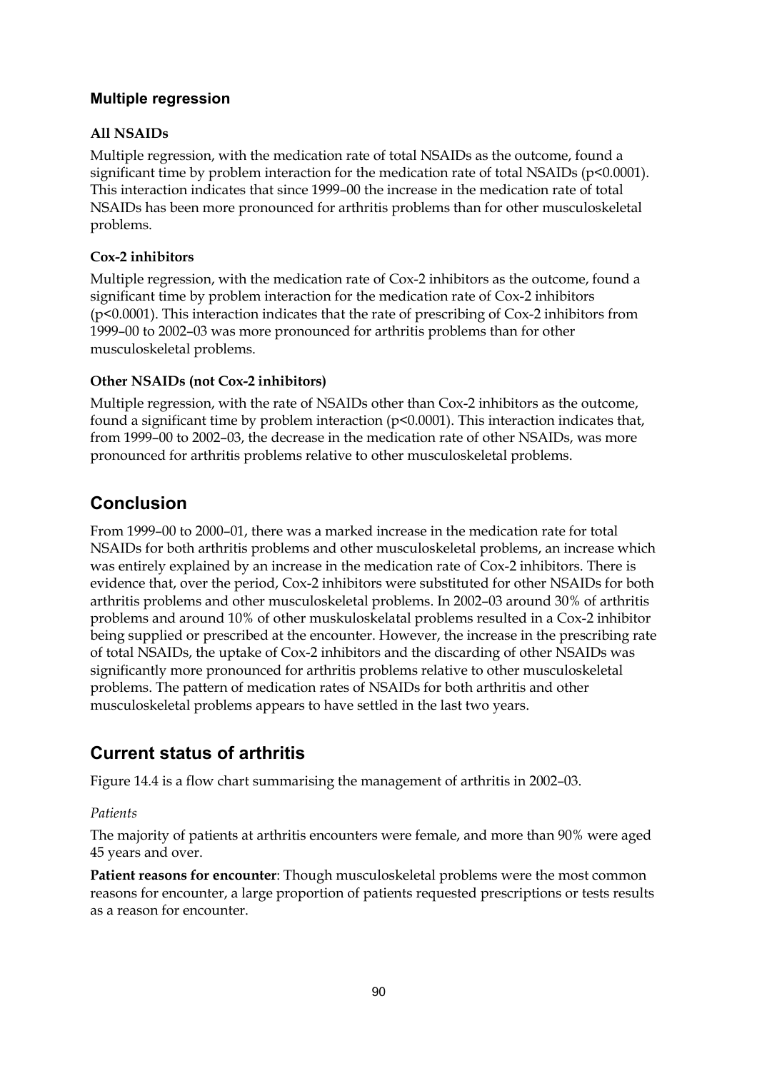### Multiple regression

#### All NSAIDs

Multiple regression, with the medication rate of total NSAIDs as the outcome, found a significant time by problem interaction for the medication rate of total NSAIDs ($p<0.0001$). This interaction indicates that since 1999–00 the increase in the medication rate of total NSAIDs has been more pronounced for arthritis problems than for other musculoskeletal problems.

#### Cox-2 inhibitors

Multiple regression, with the medication rate of Cox-2 inhibitors as the outcome, found a significant time by problem interaction for the medication rate of Cox-2 inhibitors ($p<0.0001$). This interaction indicates that the rate of prescribing of Cox-2 inhibitors from 1999–00 to 2002–03 was more pronounced for arthritis problems than for other musculoskeletal problems.

#### Other NSAIDs (not Cox-2 inhibitors)

Multiple regression, with the rate of NSAIDs other than Cox-2 inhibitors as the outcome, found a significant time by problem interaction ($p<0.0001$). This interaction indicates that, from 1999–00 to 2002–03, the decrease in the medication rate of other NSAIDs, was more pronounced for arthritis problems relative to other musculoskeletal problems.

## Conclusion

From 1999–00 to 2000–01, there was a marked increase in the medication rate for total NSAIDs for both arthritis problems and other musculoskeletal problems, an increase which was entirely explained by an increase in the medication rate of Cox-2 inhibitors. There is evidence that, over the period, Cox-2 inhibitors were substituted for other NSAIDs for both arthritis problems and other musculoskeletal problems. In 2002–03 around 30% of arthritis problems and around 10% of other muskuloskelatal problems resulted in a Cox-2 inhibitor being supplied or prescribed at the encounter. However, the increase in the prescribing rate of total NSAIDs, the uptake of Cox-2 inhibitors and the discarding of other NSAIDs was significantly more pronounced for arthritis problems relative to other musculoskeletal problems. The pattern of medication rates of NSAIDs for both arthritis and other musculoskeletal problems appears to have settled in the last two years.

## Current status of arthritis

Figure 14.4 is a flow chart summarising the management of arthritis in 2002–03.

*Patients*

The majority of patients at arthritis encounters were female, and more than 90% were aged 45 years and over.

**Patient reasons for encounter**: Though musculoskeletal problems were the most common reasons for encounter, a large proportion of patients requested prescriptions or tests results as a reason for encounter.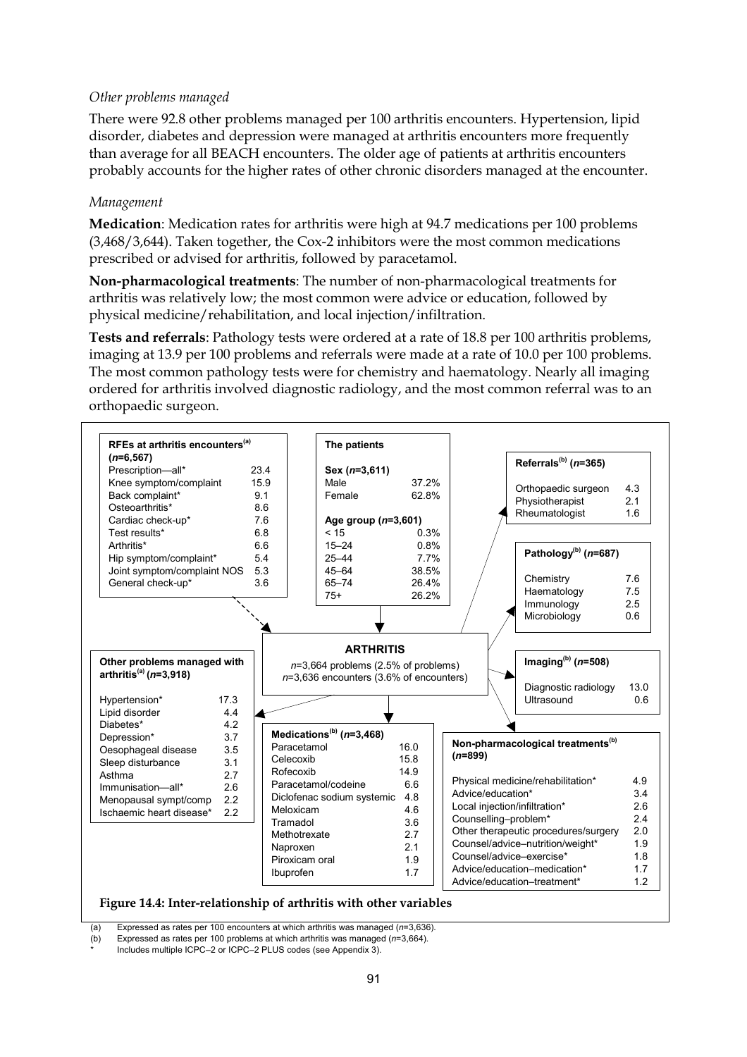*Other problems managed*

There were 92.8 other problems managed per 100 arthritis encounters. Hypertension, lipid disorder, diabetes and depression were managed at arthritis encounters more frequently than average for all BEACH encounters. The older age of patients at arthritis encounters probably accounts for the higher rates of other chronic disorders managed at the encounter.

*Management*

**Medication**: Medication rates for arthritis were high at 94.7 medications per 100 problems (3,468/3,644). Taken together, the Cox-2 inhibitors were the most common medications prescribed or advised for arthritis, followed by paracetamol.

**Non-pharmacological treatments**: The number of non-pharmacological treatments for arthritis was relatively low; the most common were advice or education, followed by physical medicine/rehabilitation, and local injection/infiltration.

**Tests and referrals**: Pathology tests were ordered at a rate of 18.8 per 100 arthritis problems, imaging at 13.9 per 100 problems and referrals were made at a rate of 10.0 per 100 problems. The most common pathology tests were for chemistry and haematology. Nearly all imaging ordered for arthritis involved diagnostic radiology, and the most common referral was to an orthopaedic surgeon.

**ARTHRITIS**
*n*=3,664 problems (2.5% of problems)
*n*=3,636 encounters (3.6% of encounters)

| RFEs at arthritis encounters[(a)] (*n*=6,567) | |
|---|---|
| Prescription—all* | 23.4 |
| Knee symptom/complaint | 15.9 |
| Back complaint* | 9.1 |
| Osteoarthritis* | 8.6 |
| Cardiac check-up* | 7.6 |
| Test results* | 6.8 |
| Arthritis* | 6.6 |
| Hip symptom/complaint* | 5.4 |
| Joint symptom/complaint NOS | 5.3 |
| General check-up* | 3.6 |

| The patients | |
|---|---|
| **Sex (*n*=3,611)** | |
| Male | 37.2% |
| Female | 62.8% |
| **Age group (*n*=3,601)** | |
| < 15 | 0.3% |
| 15–24 | 0.8% |
| 25–44 | 7.7% |
| 45–64 | 38.5% |
| 65–74 | 26.4% |
| 75+ | 26.2% |

| Referrals[(b)] (*n*=365) | |
|---|---|
| Orthopaedic surgeon | 4.3 |
| Physiotherapist | 2.1 |
| Rheumatologist | 1.6 |

| Pathology[(b)] (*n*=687) | |
|---|---|
| Chemistry | 7.6 |
| Haematology | 7.5 |
| Immunology | 2.5 |
| Microbiology | 0.6 |

| Imaging[(b)] (*n*=508) | |
|---|---|
| Diagnostic radiology | 13.0 |
| Ultrasound | 0.6 |

| Other problems managed with arthritis[(a)] (*n*=3,918) | |
|---|---|
| Hypertension* | 17.3 |
| Lipid disorder | 4.4 |
| Diabetes* | 4.2 |
| Depression* | 3.7 |
| Oesophageal disease | 3.5 |
| Sleep disturbance | 3.1 |
| Asthma | 2.7 |
| Immunisation—all* | 2.6 |
| Menopausal sympt/comp | 2.2 |
| Ischaemic heart disease* | 2.2 |

| Medications[(b)] (*n*=3,468) | |
|---|---|
| Paracetamol | 16.0 |
| Celecoxib | 15.8 |
| Rofecoxib | 14.9 |
| Paracetamol/codeine | 6.6 |
| Diclofenac sodium systemic | 4.8 |
| Meloxicam | 4.6 |
| Tramadol | 3.6 |
| Methotrexate | 2.7 |
| Naproxen | 2.1 |
| Piroxicam oral | 1.9 |
| Ibuprofen | 1.7 |

| Non-pharmacological treatments[(b)] (*n*=899) | |
|---|---|
| Physical medicine/rehabilitation* | 4.9 |
| Advice/education* | 3.4 |
| Local injection/infiltration* | 2.6 |
| Counselling–problem* | 2.4 |
| Other therapeutic procedures/surgery | 2.0 |
| Counsel/advice–nutrition/weight* | 1.9 |
| Counsel/advice–exercise* | 1.8 |
| Advice/education–medication* | 1.7 |
| Advice/education–treatment* | 1.2 |

**Figure 14.4: Inter-relationship of arthritis with other variables**

(a) Expressed as rates per 100 encounters at which arthritis was managed (*n*=3,636).
(b) Expressed as rates per 100 problems at which arthritis was managed (*n*=3,664).
\* Includes multiple ICPC–2 or ICPC–2 PLUS codes (see Appendix 3).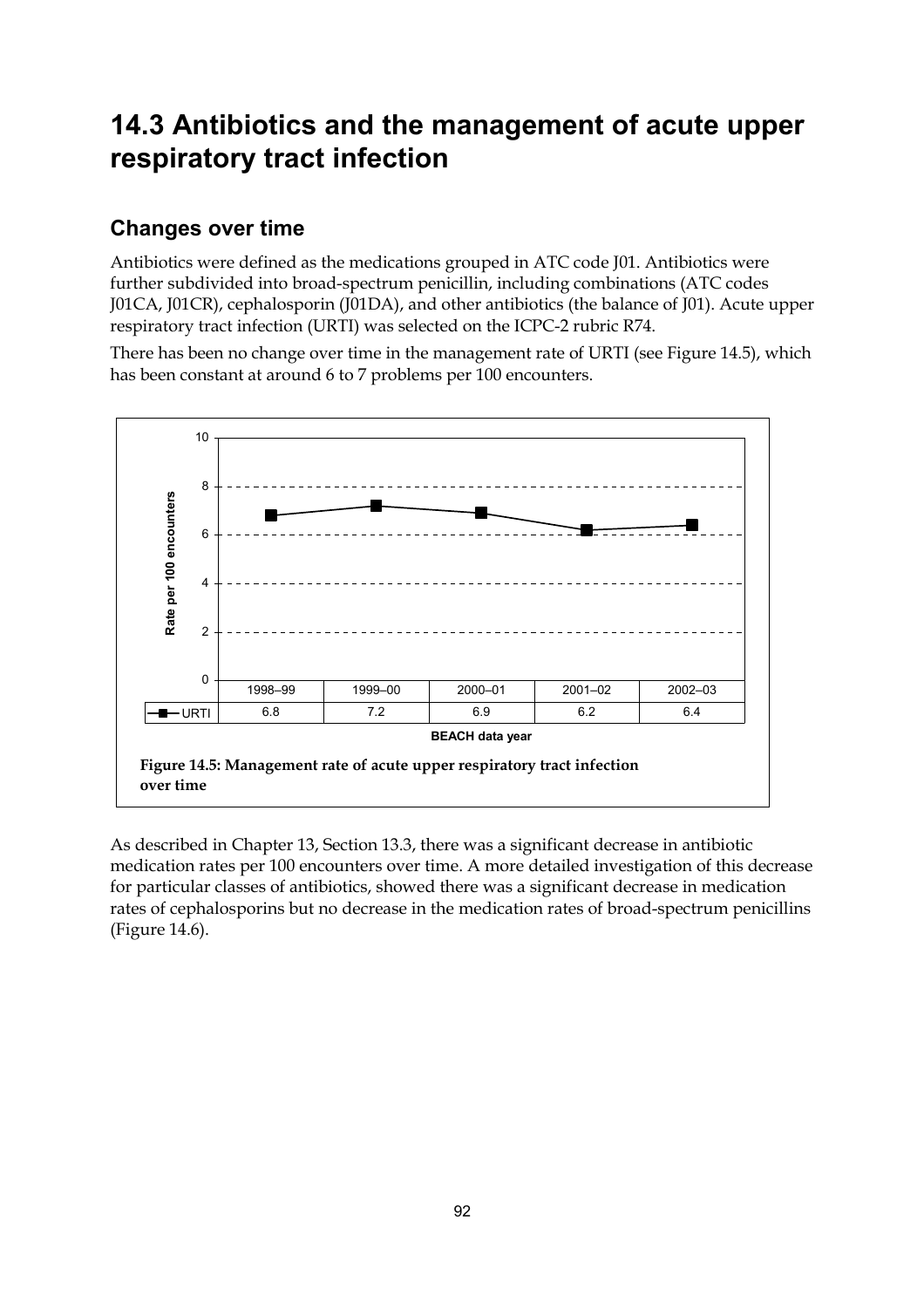# 14.3 Antibiotics and the management of acute upper respiratory tract infection

## Changes over time

Antibiotics were defined as the medications grouped in ATC code J01. Antibiotics were further subdivided into broad-spectrum penicillin, including combinations (ATC codes J01CA, J01CR), cephalosporin (J01DA), and other antibiotics (the balance of J01). Acute upper respiratory tract infection (URTI) was selected on the ICPC-2 rubric R74.

There has been no change over time in the management rate of URTI (see Figure 14.5), which has been constant at around 6 to 7 problems per 100 encounters.

| | 1998–99 | 1999–00 | 2000–01 | 2001–02 | 2002–03 |
|---|---|---|---|---|---|
| URTI | 6.8 | 7.2 | 6.9 | 6.2 | 6.4 |

**Figure 14.5: Management rate of acute upper respiratory tract infection over time**

As described in Chapter 13, Section 13.3, there was a significant decrease in antibiotic medication rates per 100 encounters over time. A more detailed investigation of this decrease for particular classes of antibiotics, showed there was a significant decrease in medication rates of cephalosporins but no decrease in the medication rates of broad-spectrum penicillins (Figure 14.6).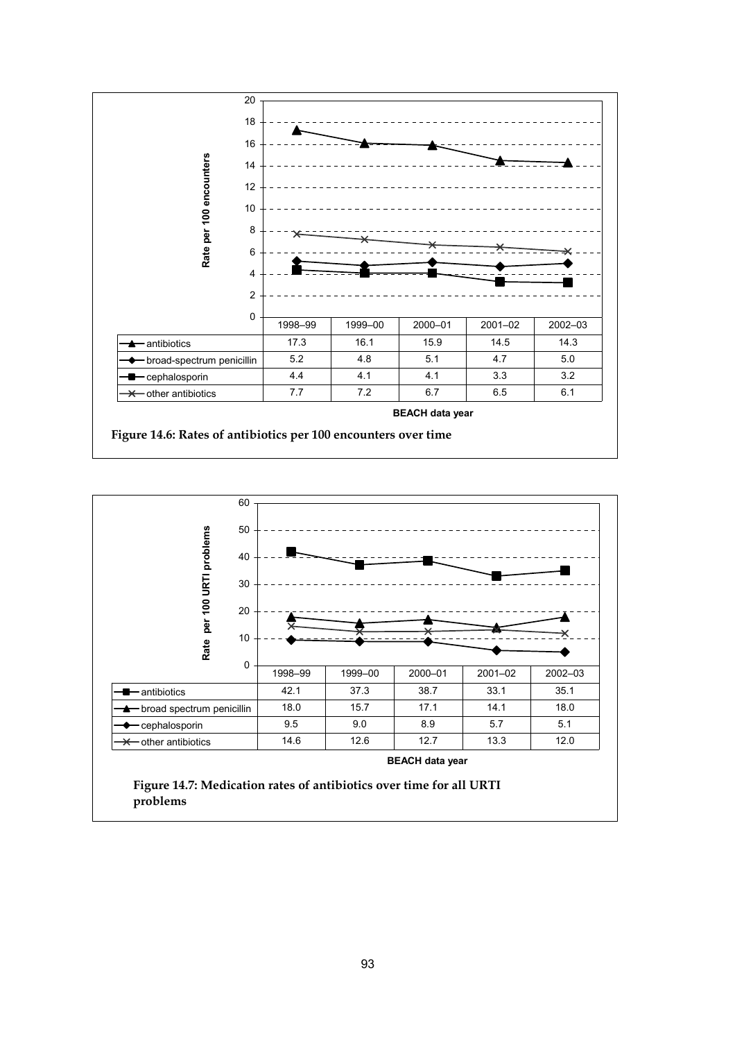| | 1998–99 | 1999–00 | 2000–01 | 2001–02 | 2002–03 |
|---|---|---|---|---|---|
| antibiotics | 17.3 | 16.1 | 15.9 | 14.5 | 14.3 |
| broad-spectrum penicillin | 5.2 | 4.8 | 5.1 | 4.7 | 5.0 |
| cephalosporin | 4.4 | 4.1 | 4.1 | 3.3 | 3.2 |
| other antibiotics | 7.7 | 7.2 | 6.7 | 6.5 | 6.1 |

**Figure 14.6: Rates of antibiotics per 100 encounters over time**

| | 1998–99 | 1999–00 | 2000–01 | 2001–02 | 2002–03 |
|---|---|---|---|---|---|
| antibiotics | 42.1 | 37.3 | 38.7 | 33.1 | 35.1 |
| broad spectrum penicillin | 18.0 | 15.7 | 17.1 | 14.1 | 18.0 |
| cephalosporin | 9.5 | 9.0 | 8.9 | 5.7 | 5.1 |
| other antibiotics | 14.6 | 12.6 | 12.7 | 13.3 | 12.0 |

**Figure 14.7: Medication rates of antibiotics over time for all URTI problems**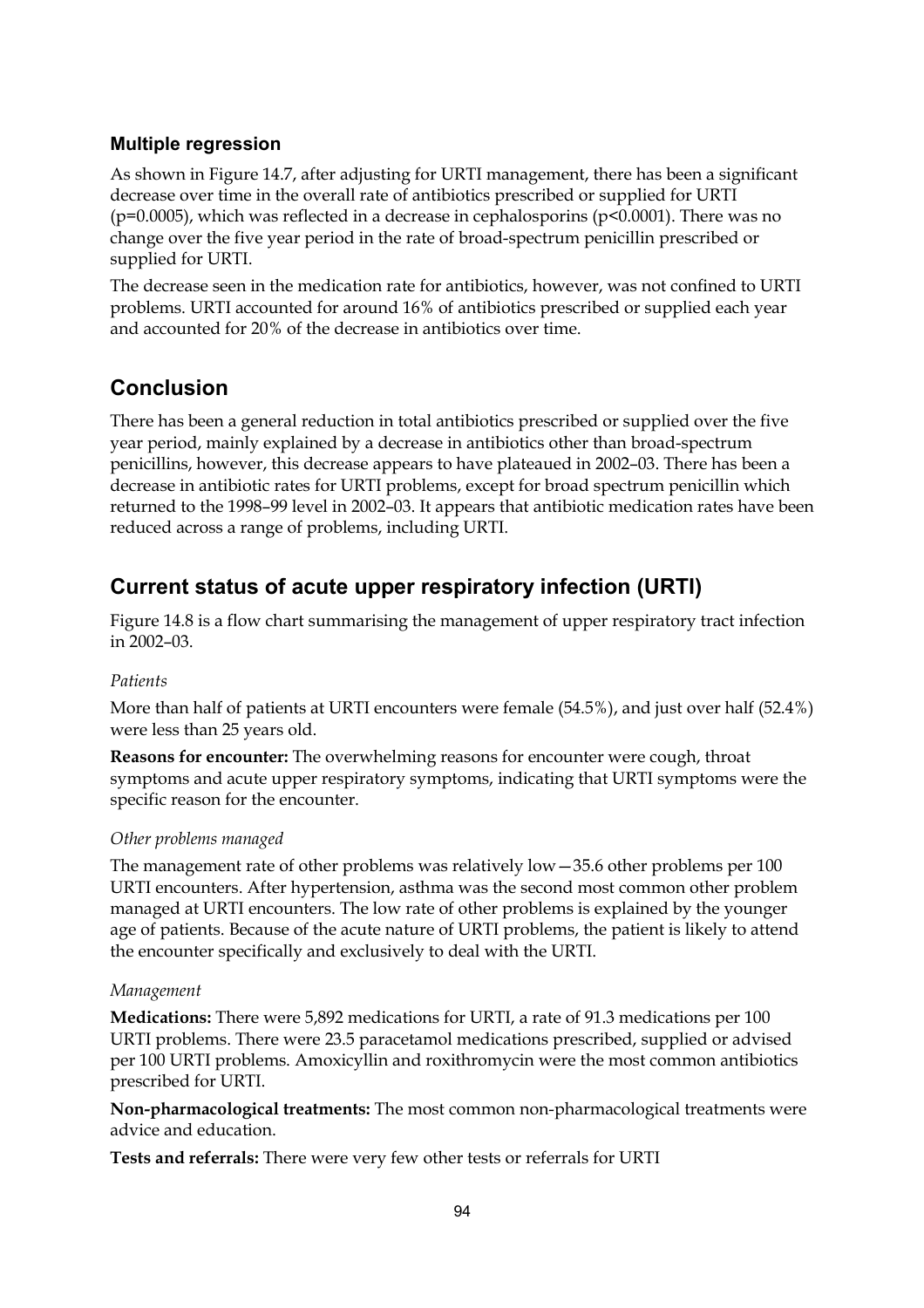### Multiple regression

As shown in Figure 14.7, after adjusting for URTI management, there has been a significant decrease over time in the overall rate of antibiotics prescribed or supplied for URTI ($p=0.0005$), which was reflected in a decrease in cephalosporins ($p<0.0001$). There was no change over the five year period in the rate of broad-spectrum penicillin prescribed or supplied for URTI.

The decrease seen in the medication rate for antibiotics, however, was not confined to URTI problems. URTI accounted for around 16% of antibiotics prescribed or supplied each year and accounted for 20% of the decrease in antibiotics over time.

## Conclusion

There has been a general reduction in total antibiotics prescribed or supplied over the five year period, mainly explained by a decrease in antibiotics other than broad-spectrum penicillins, however, this decrease appears to have plateaued in 2002–03. There has been a decrease in antibiotic rates for URTI problems, except for broad spectrum penicillin which returned to the 1998–99 level in 2002–03. It appears that antibiotic medication rates have been reduced across a range of problems, including URTI.

## Current status of acute upper respiratory infection (URTI)

Figure 14.8 is a flow chart summarising the management of upper respiratory tract infection in 2002–03.

*Patients*

More than half of patients at URTI encounters were female (54.5%), and just over half (52.4%) were less than 25 years old.

**Reasons for encounter:** The overwhelming reasons for encounter were cough, throat symptoms and acute upper respiratory symptoms, indicating that URTI symptoms were the specific reason for the encounter.

*Other problems managed*

The management rate of other problems was relatively low—35.6 other problems per 100 URTI encounters. After hypertension, asthma was the second most common other problem managed at URTI encounters. The low rate of other problems is explained by the younger age of patients. Because of the acute nature of URTI problems, the patient is likely to attend the encounter specifically and exclusively to deal with the URTI.

*Management*

**Medications:** There were 5,892 medications for URTI, a rate of 91.3 medications per 100 URTI problems. There were 23.5 paracetamol medications prescribed, supplied or advised per 100 URTI problems. Amoxycillin and roxithromycin were the most common antibiotics prescribed for URTI.

**Non-pharmacological treatments:** The most common non-pharmacological treatments were advice and education.

**Tests and referrals:** There were very few other tests or referrals for URTI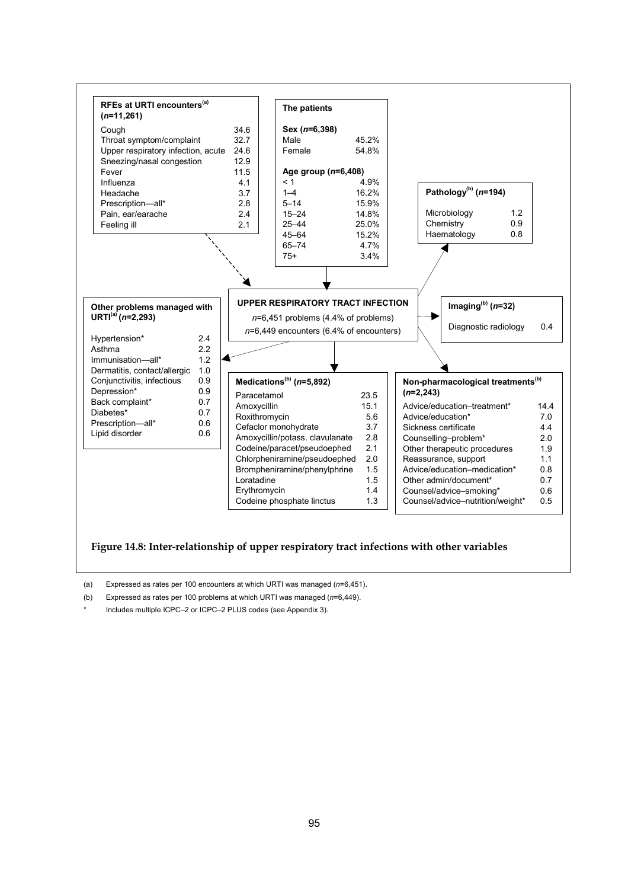**RFEs at URTI encounters[(a)] (*n*=11,261)**

| | |
|---|---|
| Cough | 34.6 |
| Throat symptom/complaint | 32.7 |
| Upper respiratory infection, acute | 24.6 |
| Sneezing/nasal congestion | 12.9 |
| Fever | 11.5 |
| Influenza | 4.1 |
| Headache | 3.7 |
| Prescription—all* | 2.8 |
| Pain, ear/earache | 2.4 |
| Feeling ill | 2.1 |

**The patients**

**Sex (*n*=6,398)**

| | |
|---|---|
| Male | 45.2% |
| Female | 54.8% |

**Age group (*n*=6,408)**

| | |
|---|---|
| < 1 | 4.9% |
| 1–4 | 16.2% |
| 5–14 | 15.9% |
| 15–24 | 14.8% |
| 25–44 | 25.0% |
| 45–64 | 15.2% |
| 65–74 | 4.7% |
| 75+ | 3.4% |

**Pathology[(b)] (*n*=194)**

| | |
|---|---|
| Microbiology | 1.2 |
| Chemistry | 0.9 |
| Haematology | 0.8 |

**UPPER RESPIRATORY TRACT INFECTION**

*n*=6,451 problems (4.4% of problems)

*n*=6,449 encounters (6.4% of encounters)

**Imaging[(b)] (*n*=32)**

| | |
|---|---|
| Diagnostic radiology | 0.4 |

**Other problems managed with URTI[(a)] (*n*=2,293)**

| | |
|---|---|
| Hypertension* | 2.4 |
| Asthma | 2.2 |
| Immunisation—all* | 1.2 |
| Dermatitis, contact/allergic | 1.0 |
| Conjunctivitis, infectious | 0.9 |
| Depression* | 0.9 |
| Back complaint* | 0.7 |
| Diabetes* | 0.7 |
| Prescription—all* | 0.6 |
| Lipid disorder | 0.6 |

**Medications[(b)] (*n*=5,892)**

| | |
|---|---|
| Paracetamol | 23.5 |
| Amoxycillin | 15.1 |
| Roxithromycin | 5.6 |
| Cefaclor monohydrate | 3.7 |
| Amoxycillin/potass. clavulanate | 2.8 |
| Codeine/paracet/pseudoephed | 2.1 |
| Chlorpheniramine/pseudoephed | 2.0 |
| Brompheniramine/phenylphrine | 1.5 |
| Loratadine | 1.5 |
| Erythromycin | 1.4 |
| Codeine phosphate linctus | 1.3 |

**Non-pharmacological treatments[(b)] (*n*=2,243)**

| | |
|---|---|
| Advice/education–treatment* | 14.4 |
| Advice/education* | 7.0 |
| Sickness certificate | 4.4 |
| Counselling–problem* | 2.0 |
| Other therapeutic procedures | 1.9 |
| Reassurance, support | 1.1 |
| Advice/education–medication* | 0.8 |
| Other admin/document* | 0.7 |
| Counsel/advice–smoking* | 0.6 |
| Counsel/advice–nutrition/weight* | 0.5 |

**Figure 14.8: Inter-relationship of upper respiratory tract infections with other variables**

(a) Expressed as rates per 100 encounters at which URTI was managed (*n*=6,451).

(b) Expressed as rates per 100 problems at which URTI was managed (*n*=6,449).

\* Includes multiple ICPC–2 or ICPC–2 PLUS codes (see Appendix 3).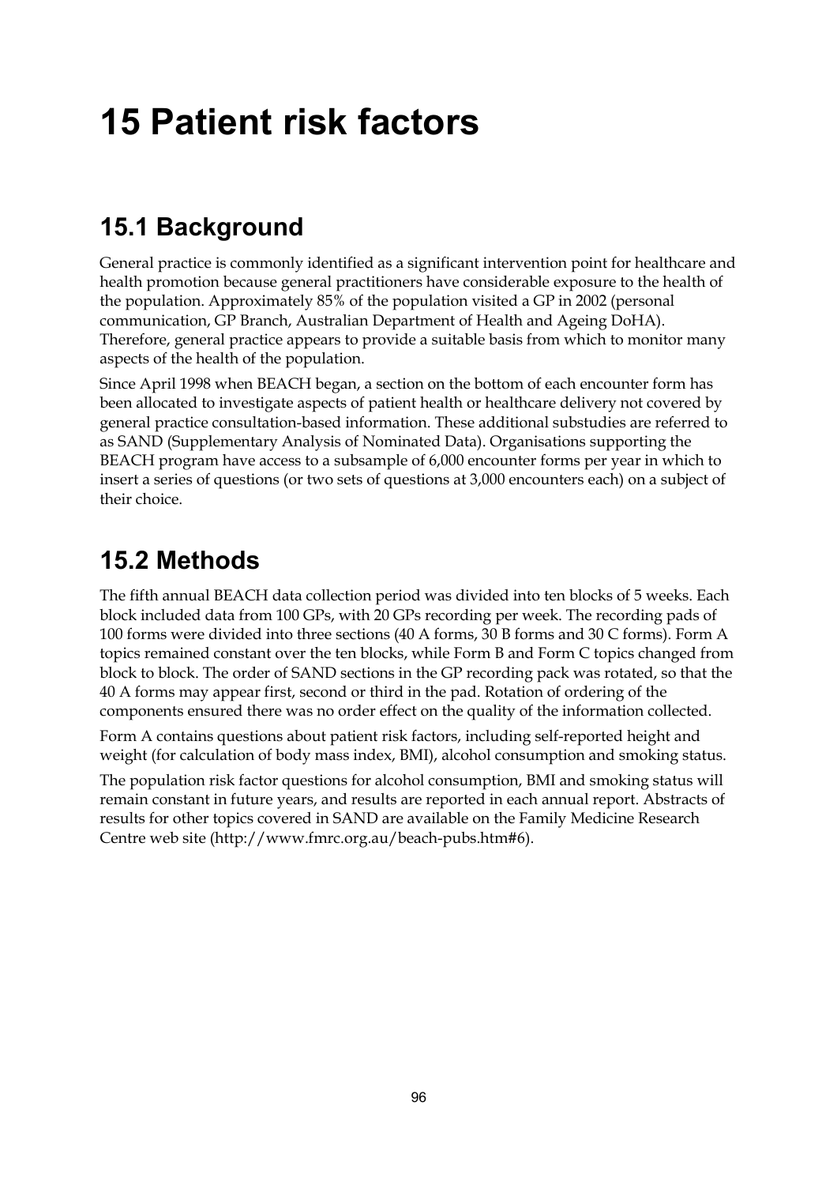# 15 Patient risk factors

## 15.1 Background

General practice is commonly identified as a significant intervention point for healthcare and health promotion because general practitioners have considerable exposure to the health of the population. Approximately 85% of the population visited a GP in 2002 (personal communication, GP Branch, Australian Department of Health and Ageing DoHA). Therefore, general practice appears to provide a suitable basis from which to monitor many aspects of the health of the population.

Since April 1998 when BEACH began, a section on the bottom of each encounter form has been allocated to investigate aspects of patient health or healthcare delivery not covered by general practice consultation-based information. These additional substudies are referred to as SAND (Supplementary Analysis of Nominated Data). Organisations supporting the BEACH program have access to a subsample of 6,000 encounter forms per year in which to insert a series of questions (or two sets of questions at 3,000 encounters each) on a subject of their choice.

## 15.2 Methods

The fifth annual BEACH data collection period was divided into ten blocks of 5 weeks. Each block included data from 100 GPs, with 20 GPs recording per week. The recording pads of 100 forms were divided into three sections (40 A forms, 30 B forms and 30 C forms). Form A topics remained constant over the ten blocks, while Form B and Form C topics changed from block to block. The order of SAND sections in the GP recording pack was rotated, so that the 40 A forms may appear first, second or third in the pad. Rotation of ordering of the components ensured there was no order effect on the quality of the information collected.

Form A contains questions about patient risk factors, including self-reported height and weight (for calculation of body mass index, BMI), alcohol consumption and smoking status.

The population risk factor questions for alcohol consumption, BMI and smoking status will remain constant in future years, and results are reported in each annual report. Abstracts of results for other topics covered in SAND are available on the Family Medicine Research Centre web site (http://www.fmrc.org.au/beach-pubs.htm#6).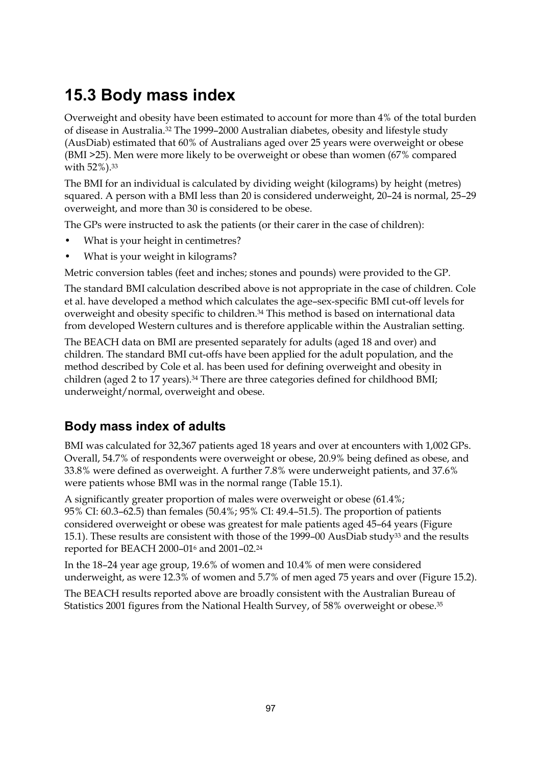## 15.3 Body mass index

Overweight and obesity have been estimated to account for more than 4% of the total burden of disease in Australia.[32] The 1999–2000 Australian diabetes, obesity and lifestyle study (AusDiab) estimated that 60% of Australians aged over 25 years were overweight or obese (BMI >25). Men were more likely to be overweight or obese than women (67% compared with 52%).[33]

The BMI for an individual is calculated by dividing weight (kilograms) by height (metres) squared. A person with a BMI less than 20 is considered underweight, 20–24 is normal, 25–29 overweight, and more than 30 is considered to be obese.

The GPs were instructed to ask the patients (or their carer in the case of children):

- What is your height in centimetres?
- What is your weight in kilograms?

Metric conversion tables (feet and inches; stones and pounds) were provided to the GP.

The standard BMI calculation described above is not appropriate in the case of children. Cole et al. have developed a method which calculates the age–sex-specific BMI cut-off levels for overweight and obesity specific to children.[34] This method is based on international data from developed Western cultures and is therefore applicable within the Australian setting.

The BEACH data on BMI are presented separately for adults (aged 18 and over) and children. The standard BMI cut-offs have been applied for the adult population, and the method described by Cole et al. has been used for defining overweight and obesity in children (aged 2 to 17 years).[34] There are three categories defined for childhood BMI; underweight/normal, overweight and obese.

### Body mass index of adults

BMI was calculated for 32,367 patients aged 18 years and over at encounters with 1,002 GPs. Overall, 54.7% of respondents were overweight or obese, 20.9% being defined as obese, and 33.8% were defined as overweight. A further 7.8% were underweight patients, and 37.6% were patients whose BMI was in the normal range (Table 15.1).

A significantly greater proportion of males were overweight or obese (61.4%; 95% CI: 60.3–62.5) than females (50.4%; 95% CI: 49.4–51.5). The proportion of patients considered overweight or obese was greatest for male patients aged 45–64 years (Figure 15.1). These results are consistent with those of the 1999–00 AusDiab study[33] and the results reported for BEACH 2000–01[6] and 2001–02.[24]

In the 18–24 year age group, 19.6% of women and 10.4% of men were considered underweight, as were 12.3% of women and 5.7% of men aged 75 years and over (Figure 15.2).

The BEACH results reported above are broadly consistent with the Australian Bureau of Statistics 2001 figures from the National Health Survey, of 58% overweight or obese.[35]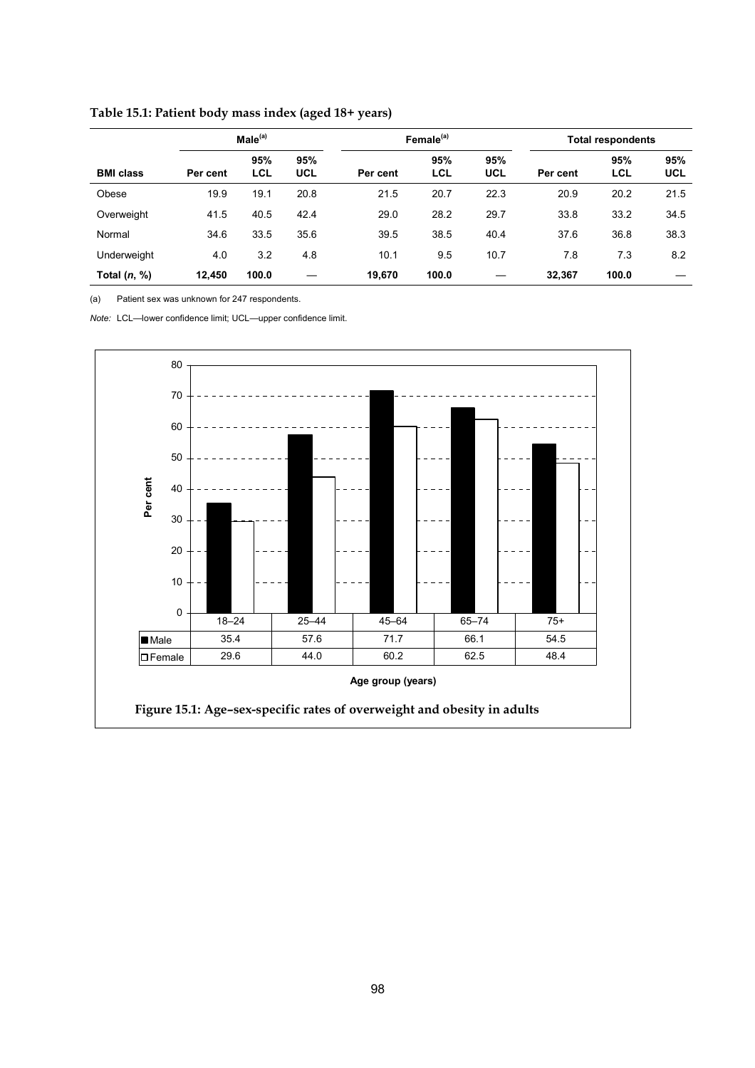**Table 15.1: Patient body mass index (aged 18+ years)**

| | Male[(a)] | | | Female[(a)] | | | Total respondents | | |
|---|---|---|---|---|---|---|---|---|---|
| **BMI class** | **Per cent** | **95% LCL** | **95% UCL** | **Per cent** | **95% LCL** | **95% UCL** | **Per cent** | **95% LCL** | **95% UCL** |
| Obese | 19.9 | 19.1 | 20.8 | 21.5 | 20.7 | 22.3 | 20.9 | 20.2 | 21.5 |
| Overweight | 41.5 | 40.5 | 42.4 | 29.0 | 28.2 | 29.7 | 33.8 | 33.2 | 34.5 |
| Normal | 34.6 | 33.5 | 35.6 | 39.5 | 38.5 | 40.4 | 37.6 | 36.8 | 38.3 |
| Underweight | 4.0 | 3.2 | 4.8 | 10.1 | 9.5 | 10.7 | 7.8 | 7.3 | 8.2 |
| **Total (*n*, %)** | **12,450** | **100.0** | — | **19,670** | **100.0** | — | **32,367** | **100.0** | — |

(a) Patient sex was unknown for 247 respondents.

*Note:* LCL—lower confidence limit; UCL—upper confidence limit.

| Age group (years) | 18–24 | 25–44 | 45–64 | 65–74 | 75+ |
|---|---|---|---|---|---|
| Male | 35.4 | 57.6 | 71.7 | 66.1 | 54.5 |
| Female | 29.6 | 44.0 | 60.2 | 62.5 | 48.4 |

**Figure 15.1: Age–sex-specific rates of overweight and obesity in adults**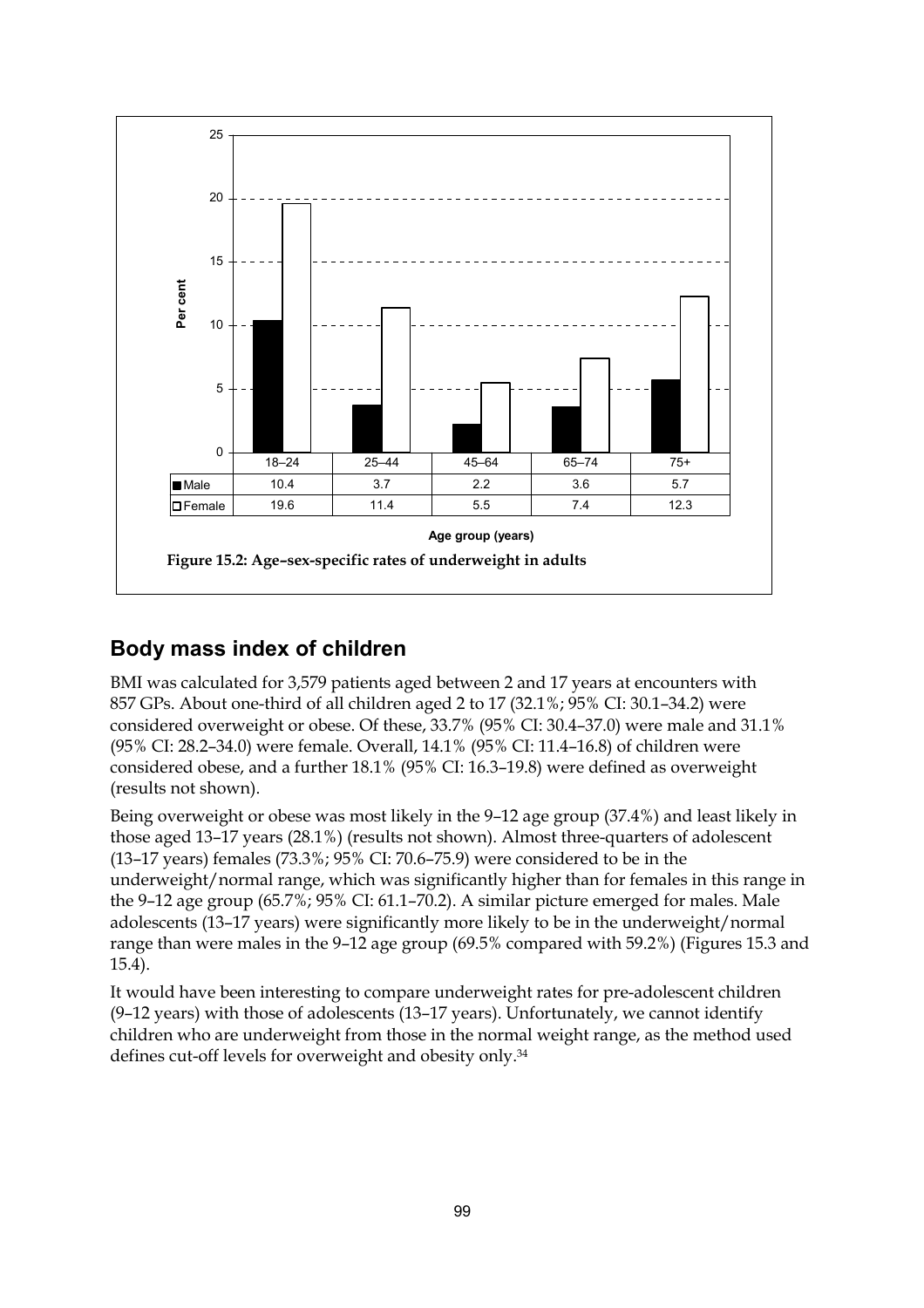| | 18–24 | 25–44 | 45–64 | 65–74 | 75+ |
|---|---|---|---|---|---|
| Male | 10.4 | 3.7 | 2.2 | 3.6 | 5.7 |
| Female | 19.6 | 11.4 | 5.5 | 7.4 | 12.3 |

Age group (years)

**Figure 15.2: Age–sex-specific rates of underweight in adults**

## Body mass index of children

BMI was calculated for 3,579 patients aged between 2 and 17 years at encounters with 857 GPs. About one-third of all children aged 2 to 17 (32.1%; 95% CI: 30.1–34.2) were considered overweight or obese. Of these, 33.7% (95% CI: 30.4–37.0) were male and 31.1% (95% CI: 28.2–34.0) were female. Overall, 14.1% (95% CI: 11.4–16.8) of children were considered obese, and a further 18.1% (95% CI: 16.3–19.8) were defined as overweight (results not shown).

Being overweight or obese was most likely in the 9–12 age group (37.4%) and least likely in those aged 13–17 years (28.1%) (results not shown). Almost three-quarters of adolescent (13–17 years) females (73.3%; 95% CI: 70.6–75.9) were considered to be in the underweight/normal range, which was significantly higher than for females in this range in the 9–12 age group (65.7%; 95% CI: 61.1–70.2). A similar picture emerged for males. Male adolescents (13–17 years) were significantly more likely to be in the underweight/normal range than were males in the 9–12 age group (69.5% compared with 59.2%) (Figures 15.3 and 15.4).

It would have been interesting to compare underweight rates for pre-adolescent children (9–12 years) with those of adolescents (13–17 years). Unfortunately, we cannot identify children who are underweight from those in the normal weight range, as the method used defines cut-off levels for overweight and obesity only.[34]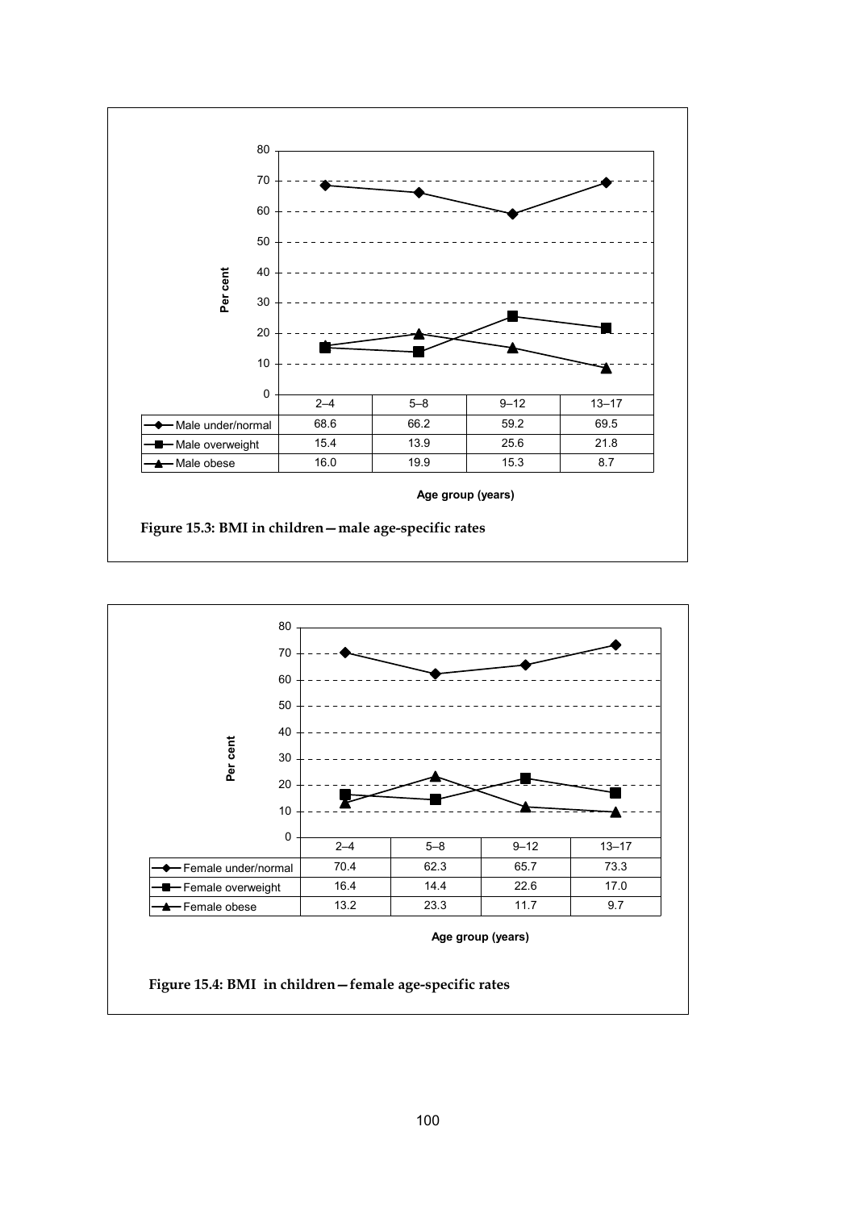| | 2–4 | 5–8 | 9–12 | 13–17 |
|---|---|---|---|---|
| Male under/normal | 68.6 | 66.2 | 59.2 | 69.5 |
| Male overweight | 15.4 | 13.9 | 25.6 | 21.8 |
| Male obese | 16.0 | 19.9 | 15.3 | 8.7 |

Age group (years)

**Figure 15.3: BMI in children—male age-specific rates**

| | 2–4 | 5–8 | 9–12 | 13–17 |
|---|---|---|---|---|
| Female under/normal | 70.4 | 62.3 | 65.7 | 73.3 |
| Female overweight | 16.4 | 14.4 | 22.6 | 17.0 |
| Female obese | 13.2 | 23.3 | 11.7 | 9.7 |

Age group (years)

**Figure 15.4: BMI in children—female age-specific rates**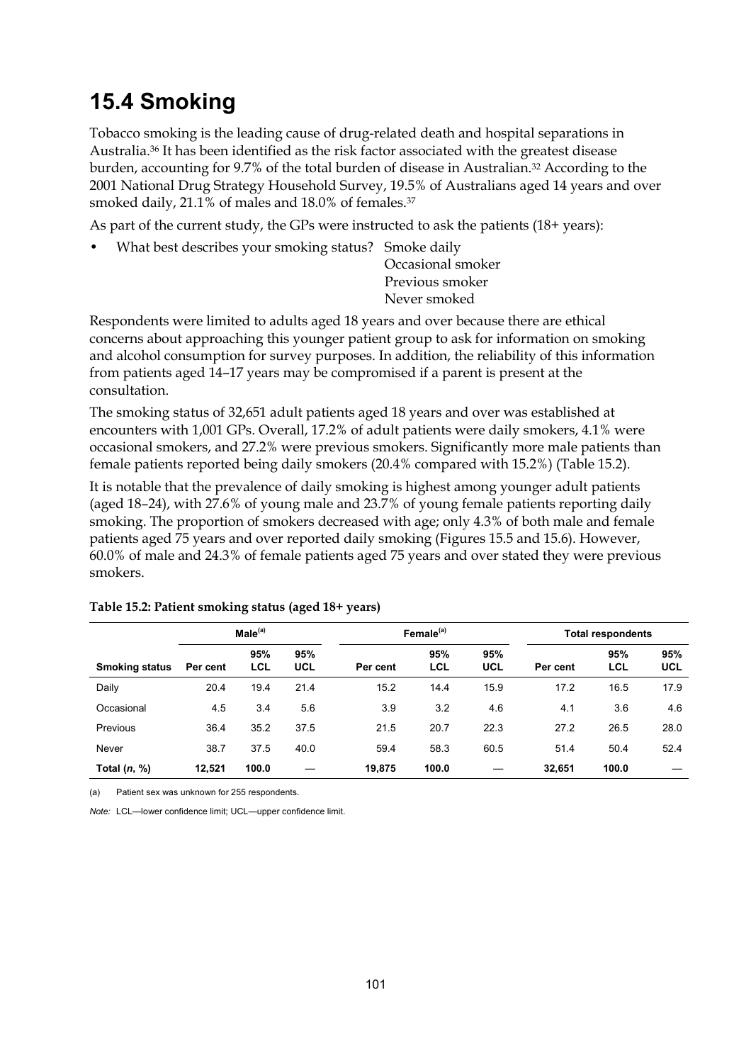## 15.4 Smoking

Tobacco smoking is the leading cause of drug-related death and hospital separations in Australia.[36] It has been identified as the risk factor associated with the greatest disease burden, accounting for 9.7% of the total burden of disease in Australian.[32] According to the 2001 National Drug Strategy Household Survey, 19.5% of Australians aged 14 years and over smoked daily, 21.1% of males and 18.0% of females.[37]

As part of the current study, the GPs were instructed to ask the patients (18+ years):

- What best describes your smoking status? Smoke daily
  Occasional smoker
  Previous smoker
  Never smoked

Respondents were limited to adults aged 18 years and over because there are ethical concerns about approaching this younger patient group to ask for information on smoking and alcohol consumption for survey purposes. In addition, the reliability of this information from patients aged 14–17 years may be compromised if a parent is present at the consultation.

The smoking status of 32,651 adult patients aged 18 years and over was established at encounters with 1,001 GPs. Overall, 17.2% of adult patients were daily smokers, 4.1% were occasional smokers, and 27.2% were previous smokers. Significantly more male patients than female patients reported being daily smokers (20.4% compared with 15.2%) (Table 15.2).

It is notable that the prevalence of daily smoking is highest among younger adult patients (aged 18–24), with 27.6% of young male and 23.7% of young female patients reporting daily smoking. The proportion of smokers decreased with age; only 4.3% of both male and female patients aged 75 years and over reported daily smoking (Figures 15.5 and 15.6). However, 60.0% of male and 24.3% of female patients aged 75 years and over stated they were previous smokers.

**Table 15.2: Patient smoking status (aged 18+ years)**

| | Male[(a)] | | | Female[(a)] | | | Total respondents | | |
|---|---|---|---|---|---|---|---|---|---|
| **Smoking status** | **Per cent** | **95% LCL** | **95% UCL** | **Per cent** | **95% LCL** | **95% UCL** | **Per cent** | **95% LCL** | **95% UCL** |
| Daily | 20.4 | 19.4 | 21.4 | 15.2 | 14.4 | 15.9 | 17.2 | 16.5 | 17.9 |
| Occasional | 4.5 | 3.4 | 5.6 | 3.9 | 3.2 | 4.6 | 4.1 | 3.6 | 4.6 |
| Previous | 36.4 | 35.2 | 37.5 | 21.5 | 20.7 | 22.3 | 27.2 | 26.5 | 28.0 |
| Never | 38.7 | 37.5 | 40.0 | 59.4 | 58.3 | 60.5 | 51.4 | 50.4 | 52.4 |
| **Total (*n*, %)** | **12,521** | **100.0** | — | **19,875** | **100.0** | — | **32,651** | **100.0** | — |

(a) Patient sex was unknown for 255 respondents.

*Note:* LCL—lower confidence limit; UCL—upper confidence limit.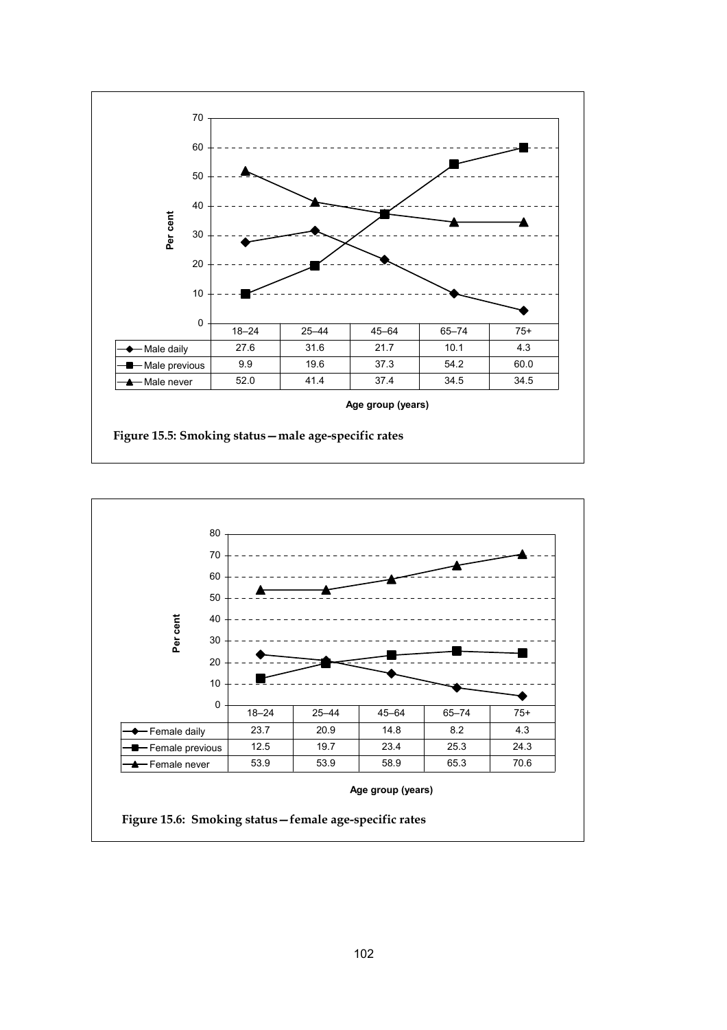| | 18–24 | 25–44 | 45–64 | 65–74 | 75+ |
|---|---|---|---|---|---|
| Male daily | 27.6 | 31.6 | 21.7 | 10.1 | 4.3 |
| Male previous | 9.9 | 19.6 | 37.3 | 54.2 | 60.0 |
| Male never | 52.0 | 41.4 | 37.4 | 34.5 | 34.5 |

Age group (years)

**Figure 15.5: Smoking status—male age-specific rates**

| | 18–24 | 25–44 | 45–64 | 65–74 | 75+ |
|---|---|---|---|---|---|
| Female daily | 23.7 | 20.9 | 14.8 | 8.2 | 4.3 |
| Female previous | 12.5 | 19.7 | 23.4 | 25.3 | 24.3 |
| Female never | 53.9 | 53.9 | 58.9 | 65.3 | 70.6 |

Age group (years)

**Figure 15.6: Smoking status—female age-specific rates**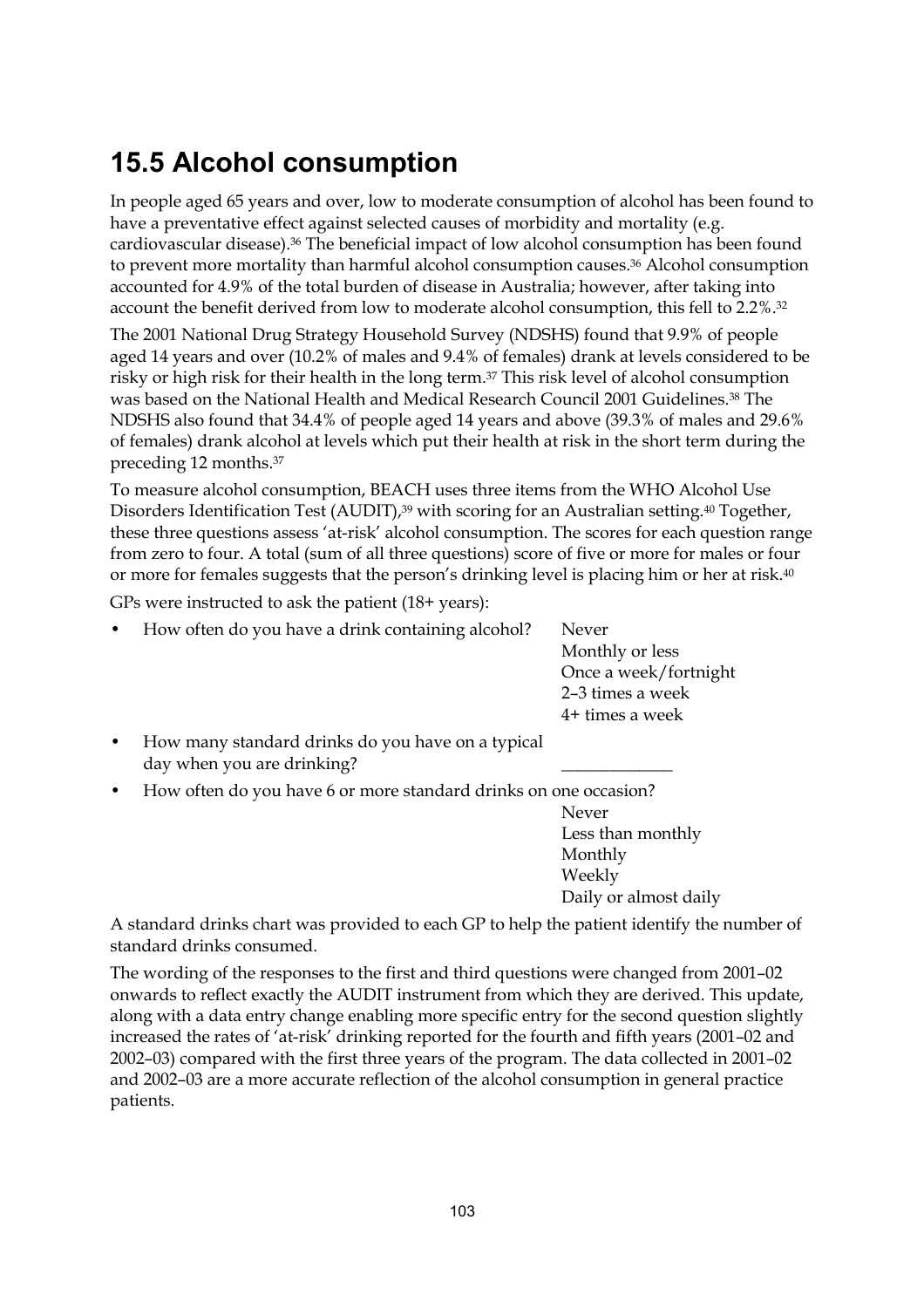## 15.5 Alcohol consumption

In people aged 65 years and over, low to moderate consumption of alcohol has been found to have a preventative effect against selected causes of morbidity and mortality (e.g. cardiovascular disease).[36] The beneficial impact of low alcohol consumption has been found to prevent more mortality than harmful alcohol consumption causes.[36] Alcohol consumption accounted for 4.9% of the total burden of disease in Australia; however, after taking into account the benefit derived from low to moderate alcohol consumption, this fell to 2.2%.[32]

The 2001 National Drug Strategy Household Survey (NDSHS) found that 9.9% of people aged 14 years and over (10.2% of males and 9.4% of females) drank at levels considered to be risky or high risk for their health in the long term.[37] This risk level of alcohol consumption was based on the National Health and Medical Research Council 2001 Guidelines.[38] The NDSHS also found that 34.4% of people aged 14 years and above (39.3% of males and 29.6% of females) drank alcohol at levels which put their health at risk in the short term during the preceding 12 months.[37]

To measure alcohol consumption, BEACH uses three items from the WHO Alcohol Use Disorders Identification Test (AUDIT),[39] with scoring for an Australian setting.[40] Together, these three questions assess 'at-risk' alcohol consumption. The scores for each question range from zero to four. A total (sum of all three questions) score of five or more for males or four or more for females suggests that the person's drinking level is placing him or her at risk.[40]

GPs were instructed to ask the patient (18+ years):

- How often do you have a drink containing alcohol?
  - Never
  - Monthly or less
  - Once a week/fortnight
  - 2–3 times a week
  - 4+ times a week
- How many standard drinks do you have on a typical day when you are drinking? _____________
- How often do you have 6 or more standard drinks on one occasion?
  - Never
  - Less than monthly
  - Monthly
  - Weekly
  - Daily or almost daily

A standard drinks chart was provided to each GP to help the patient identify the number of standard drinks consumed.

The wording of the responses to the first and third questions were changed from 2001–02 onwards to reflect exactly the AUDIT instrument from which they are derived. This update, along with a data entry change enabling more specific entry for the second question slightly increased the rates of 'at-risk' drinking reported for the fourth and fifth years (2001–02 and 2002–03) compared with the first three years of the program. The data collected in 2001–02 and 2002–03 are a more accurate reflection of the alcohol consumption in general practice patients.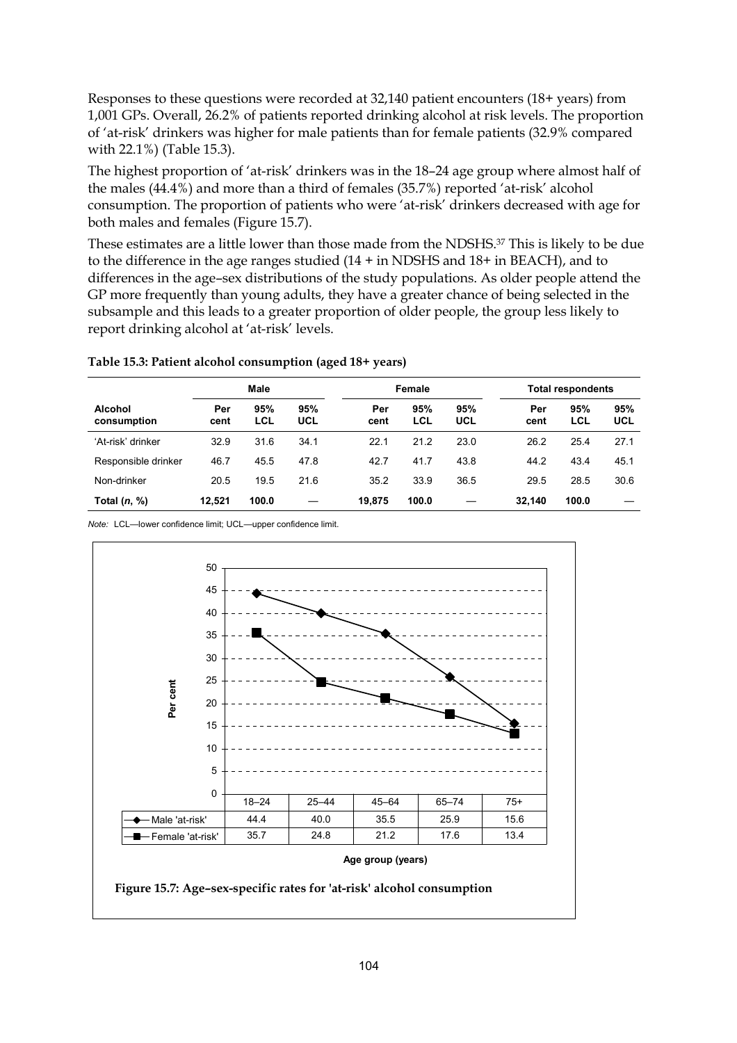Responses to these questions were recorded at 32,140 patient encounters (18+ years) from 1,001 GPs. Overall, 26.2% of patients reported drinking alcohol at risk levels. The proportion of 'at-risk' drinkers was higher for male patients than for female patients (32.9% compared with 22.1%) (Table 15.3).

The highest proportion of 'at-risk' drinkers was in the 18–24 age group where almost half of the males (44.4%) and more than a third of females (35.7%) reported 'at-risk' alcohol consumption. The proportion of patients who were 'at-risk' drinkers decreased with age for both males and females (Figure 15.7).

These estimates are a little lower than those made from the NDSHS.[37] This is likely to be due to the difference in the age ranges studied (14 + in NDSHS and 18+ in BEACH), and to differences in the age–sex distributions of the study populations. As older people attend the GP more frequently than young adults, they have a greater chance of being selected in the subsample and this leads to a greater proportion of older people, the group less likely to report drinking alcohol at 'at-risk' levels.

**Table 15.3: Patient alcohol consumption (aged 18+ years)**

| | Male | | | Female | | | Total respondents | | |
|---|---|---|---|---|---|---|---|---|---|
| **Alcohol consumption** | **Per cent** | **95% LCL** | **95% UCL** | **Per cent** | **95% LCL** | **95% UCL** | **Per cent** | **95% LCL** | **95% UCL** |
| 'At-risk' drinker | 32.9 | 31.6 | 34.1 | 22.1 | 21.2 | 23.0 | 26.2 | 25.4 | 27.1 |
| Responsible drinker | 46.7 | 45.5 | 47.8 | 42.7 | 41.7 | 43.8 | 44.2 | 43.4 | 45.1 |
| Non-drinker | 20.5 | 19.5 | 21.6 | 35.2 | 33.9 | 36.5 | 29.5 | 28.5 | 30.6 |
| **Total (*n*, %)** | **12,521** | **100.0** | — | **19,875** | **100.0** | — | **32,140** | **100.0** | — |

*Note:* LCL—lower confidence limit; UCL—upper confidence limit.

| Age group (years) | 18–24 | 25–44 | 45–64 | 65–74 | 75+ |
|---|---|---|---|---|---|
| Male 'at-risk' | 44.4 | 40.0 | 35.5 | 25.9 | 15.6 |
| Female 'at-risk' | 35.7 | 24.8 | 21.2 | 17.6 | 13.4 |

**Figure 15.7: Age–sex-specific rates for 'at-risk' alcohol consumption**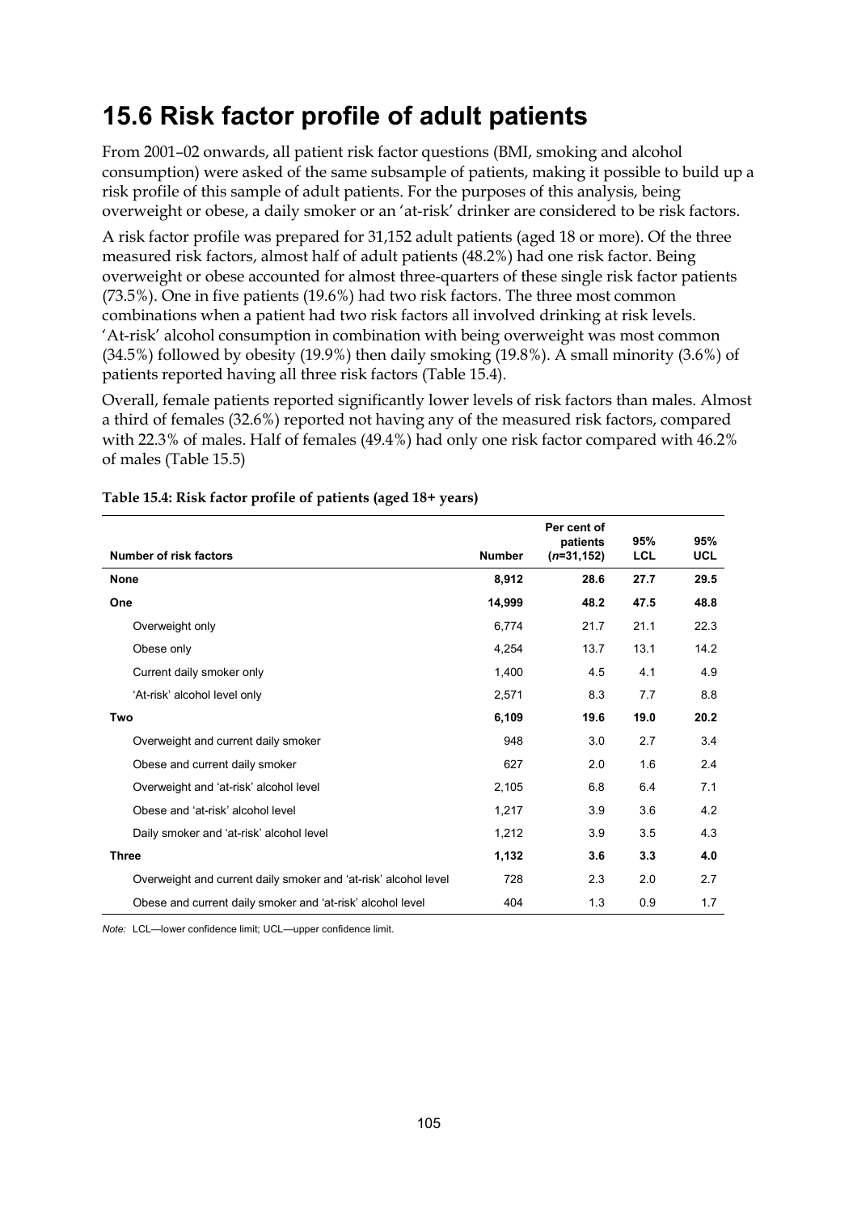# 15.6 Risk factor profile of adult patients

From 2001–02 onwards, all patient risk factor questions (BMI, smoking and alcohol consumption) were asked of the same subsample of patients, making it possible to build up a risk profile of this sample of adult patients. For the purposes of this analysis, being overweight or obese, a daily smoker or an 'at-risk' drinker are considered to be risk factors.

A risk factor profile was prepared for 31,152 adult patients (aged 18 or more). Of the three measured risk factors, almost half of adult patients (48.2%) had one risk factor. Being overweight or obese accounted for almost three-quarters of these single risk factor patients (73.5%). One in five patients (19.6%) had two risk factors. The three most common combinations when a patient had two risk factors all involved drinking at risk levels. 'At-risk' alcohol consumption in combination with being overweight was most common (34.5%) followed by obesity (19.9%) then daily smoking (19.8%). A small minority (3.6%) of patients reported having all three risk factors (Table 15.4).

Overall, female patients reported significantly lower levels of risk factors than males. Almost a third of females (32.6%) reported not having any of the measured risk factors, compared with 22.3% of males. Half of females (49.4%) had only one risk factor compared with 46.2% of males (Table 15.5)

**Table 15.4: Risk factor profile of patients (aged 18+ years)**

| Number of risk factors | Number | Per cent of patients (*n*=31,152) | 95% LCL | 95% UCL |
|---|---|---|---|---|
| **None** | **8,912** | **28.6** | **27.7** | **29.5** |
| **One** | **14,999** | **48.2** | **47.5** | **48.8** |
| Overweight only | 6,774 | 21.7 | 21.1 | 22.3 |
| Obese only | 4,254 | 13.7 | 13.1 | 14.2 |
| Current daily smoker only | 1,400 | 4.5 | 4.1 | 4.9 |
| 'At-risk' alcohol level only | 2,571 | 8.3 | 7.7 | 8.8 |
| **Two** | **6,109** | **19.6** | **19.0** | **20.2** |
| Overweight and current daily smoker | 948 | 3.0 | 2.7 | 3.4 |
| Obese and current daily smoker | 627 | 2.0 | 1.6 | 2.4 |
| Overweight and 'at-risk' alcohol level | 2,105 | 6.8 | 6.4 | 7.1 |
| Obese and 'at-risk' alcohol level | 1,217 | 3.9 | 3.6 | 4.2 |
| Daily smoker and 'at-risk' alcohol level | 1,212 | 3.9 | 3.5 | 4.3 |
| **Three** | **1,132** | **3.6** | **3.3** | **4.0** |
| Overweight and current daily smoker and 'at-risk' alcohol level | 728 | 2.3 | 2.0 | 2.7 |
| Obese and current daily smoker and 'at-risk' alcohol level | 404 | 1.3 | 0.9 | 1.7 |

*Note:* LCL—lower confidence limit; UCL—upper confidence limit.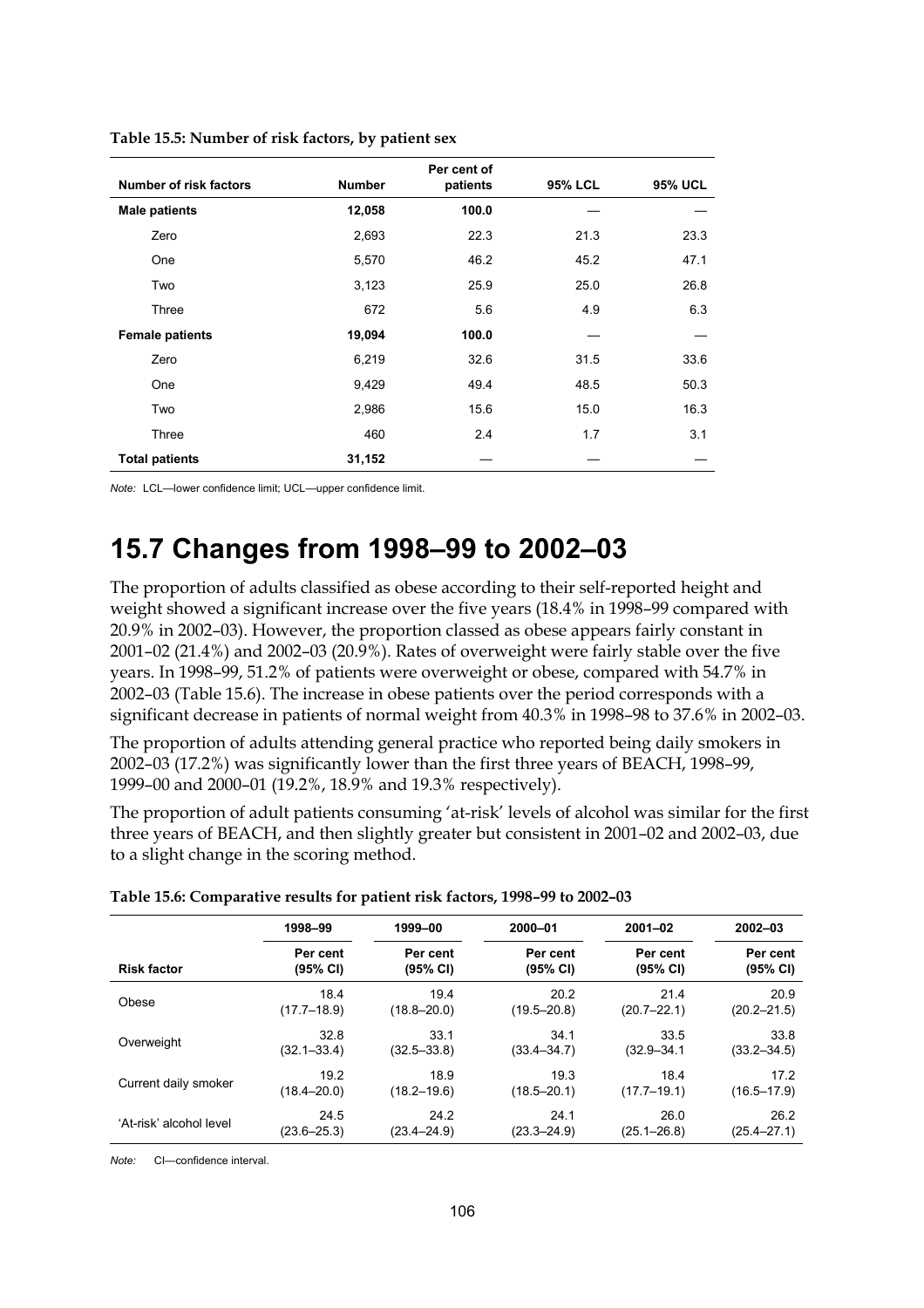**Table 15.5: Number of risk factors, by patient sex**

| Number of risk factors | Number | Per cent of patients | 95% LCL | 95% UCL |
|---|---|---|---|---|
| **Male patients** | **12,058** | **100.0** | — | — |
| Zero | 2,693 | 22.3 | 21.3 | 23.3 |
| One | 5,570 | 46.2 | 45.2 | 47.1 |
| Two | 3,123 | 25.9 | 25.0 | 26.8 |
| Three | 672 | 5.6 | 4.9 | 6.3 |
| **Female patients** | **19,094** | **100.0** | — | — |
| Zero | 6,219 | 32.6 | 31.5 | 33.6 |
| One | 9,429 | 49.4 | 48.5 | 50.3 |
| Two | 2,986 | 15.6 | 15.0 | 16.3 |
| Three | 460 | 2.4 | 1.7 | 3.1 |
| **Total patients** | **31,152** | — | — | — |

*Note:* LCL—lower confidence limit; UCL—upper confidence limit.

# 15.7 Changes from 1998–99 to 2002–03

The proportion of adults classified as obese according to their self-reported height and weight showed a significant increase over the five years (18.4% in 1998–99 compared with 20.9% in 2002–03). However, the proportion classed as obese appears fairly constant in 2001–02 (21.4%) and 2002–03 (20.9%). Rates of overweight were fairly stable over the five years. In 1998–99, 51.2% of patients were overweight or obese, compared with 54.7% in 2002–03 (Table 15.6). The increase in obese patients over the period corresponds with a significant decrease in patients of normal weight from 40.3% in 1998–98 to 37.6% in 2002–03.

The proportion of adults attending general practice who reported being daily smokers in 2002–03 (17.2%) was significantly lower than the first three years of BEACH, 1998–99, 1999–00 and 2000–01 (19.2%, 18.9% and 19.3% respectively).

The proportion of adult patients consuming 'at-risk' levels of alcohol was similar for the first three years of BEACH, and then slightly greater but consistent in 2001–02 and 2002–03, due to a slight change in the scoring method.

**Table 15.6: Comparative results for patient risk factors, 1998–99 to 2002–03**

| | 1998–99 | 1999–00 | 2000–01 | 2001–02 | 2002–03 |
|---|---|---|---|---|---|
| Risk factor | Per cent (95% CI) | Per cent (95% CI) | Per cent (95% CI) | Per cent (95% CI) | Per cent (95% CI) |
| Obese | 18.4 (17.7–18.9) | 19.4 (18.8–20.0) | 20.2 (19.5–20.8) | 21.4 (20.7–22.1) | 20.9 (20.2–21.5) |
| Overweight | 32.8 (32.1–33.4) | 33.1 (32.5–33.8) | 34.1 (33.4–34.7) | 33.5 (32.9–34.1 | 33.8 (33.2–34.5) |
| Current daily smoker | 19.2 (18.4–20.0) | 18.9 (18.2–19.6) | 19.3 (18.5–20.1) | 18.4 (17.7–19.1) | 17.2 (16.5–17.9) |
| 'At-risk' alcohol level | 24.5 (23.6–25.3) | 24.2 (23.4–24.9) | 24.1 (23.3–24.9) | 26.0 (25.1–26.8) | 26.2 (25.4–27.1) |

*Note:* CI—confidence interval.